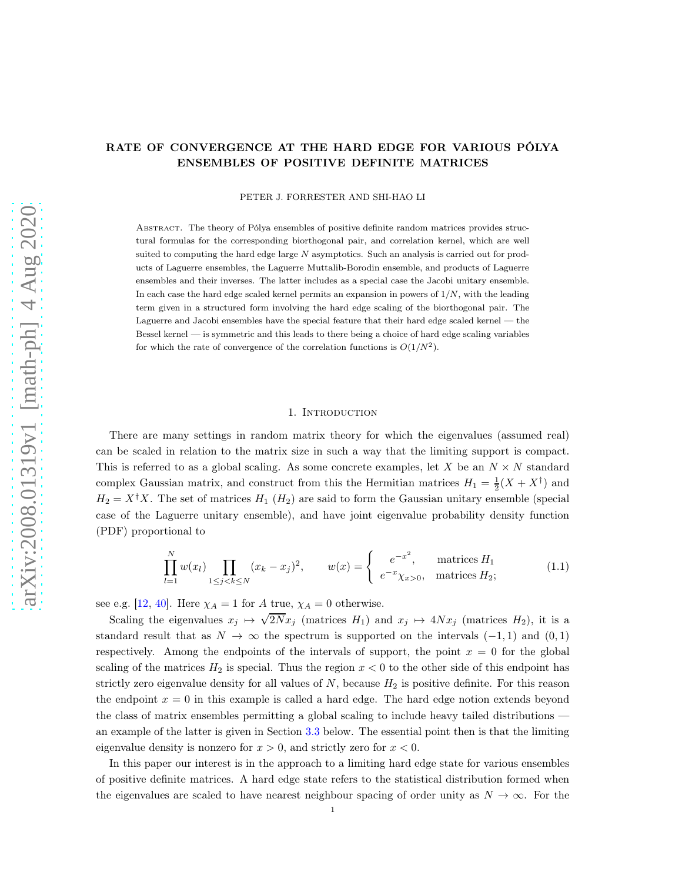# RATE OF CONVERGENCE AT THE HARD EDGE FOR VARIOUS PÓLYA ENSEMBLES OF POSITIVE DEFINITE MATRICES

PETER J. FORRESTER AND SHI-HAO LI

Abstract. The theory of Pólya ensembles of positive definite random matrices provides structural formulas for the corresponding biorthogonal pair, and correlation kernel, which are well suited to computing the hard edge large $N$ asymptotics. Such an analysis is carried out for products of Laguerre ensembles, the Laguerre Muttalib-Borodin ensemble, and products of Laguerre ensembles and their inverses. The latter includes as a special case the Jacobi unitary ensemble. In each case the hard edge scaled kernel permits an expansion in powers of $1/N$, with the leading term given in a structured form involving the hard edge scaling of the biorthogonal pair. The Laguerre and Jacobi ensembles have the special feature that their hard edge scaled kernel — the Bessel kernel — is symmetric and this leads to there being a choice of hard edge scaling variables for which the rate of convergence of the correlation functions is $O(1/N^2)$.

## 1. Introduction

There are many settings in random matrix theory for which the eigenvalues (assumed real) can be scaled in relation to the matrix size in such a way that the limiting support is compact. This is referred to as a global scaling. As some concrete examples, let $X$ be an $N \times N$ standard complex Gaussian matrix, and construct from this the Hermitian matrices $H_1 = \frac{1}{2}(X + X^\dagger)$ and $H_2 = X^\dagger X$. The set of matrices $H_1$ ($H_2$) are said to form the Gaussian unitary ensemble (special case of the Laguerre unitary ensemble), and have joint eigenvalue probability density function (PDF) proportional to

$$\prod_{l=1}^{N} w(x_l) \prod_{1 \le j < k \le N} (x_k - x_j)^2, \qquad w(x) = \begin{cases} e^{-x^2}, & \text{matrices } H_1 \\ e^{-x}\chi_{x>0}, & \text{matrices } H_2; \end{cases} \tag{1.1}$$

see e.g. [12, 40]. Here $\chi_A = 1$ for $A$ true, $\chi_A = 0$ otherwise.

Scaling the eigenvalues $x_j \mapsto \sqrt{2N} x_j$ (matrices $H_1$) and $x_j \mapsto 4N x_j$ (matrices $H_2$), it is a standard result that as $N \to \infty$ the spectrum is supported on the intervals $(-1, 1)$ and $(0, 1)$ respectively. Among the endpoints of the intervals of support, the point $x = 0$ for the global scaling of the matrices $H_2$ is special. Thus the region $x < 0$ to the other side of this endpoint has strictly zero eigenvalue density for all values of $N$, because $H_2$ is positive definite. For this reason the endpoint $x = 0$ in this example is called a hard edge. The hard edge notion extends beyond the class of matrix ensembles permitting a global scaling to include heavy tailed distributions — an example of the latter is given in Section 3.3 below. The essential point then is that the limiting eigenvalue density is nonzero for $x > 0$, and strictly zero for $x < 0$.

In this paper our interest is in the approach to a limiting hard edge state for various ensembles of positive definite matrices. A hard edge state refers to the statistical distribution formed when the eigenvalues are scaled to have nearest neighbour spacing of order unity as $N \to \infty$. For the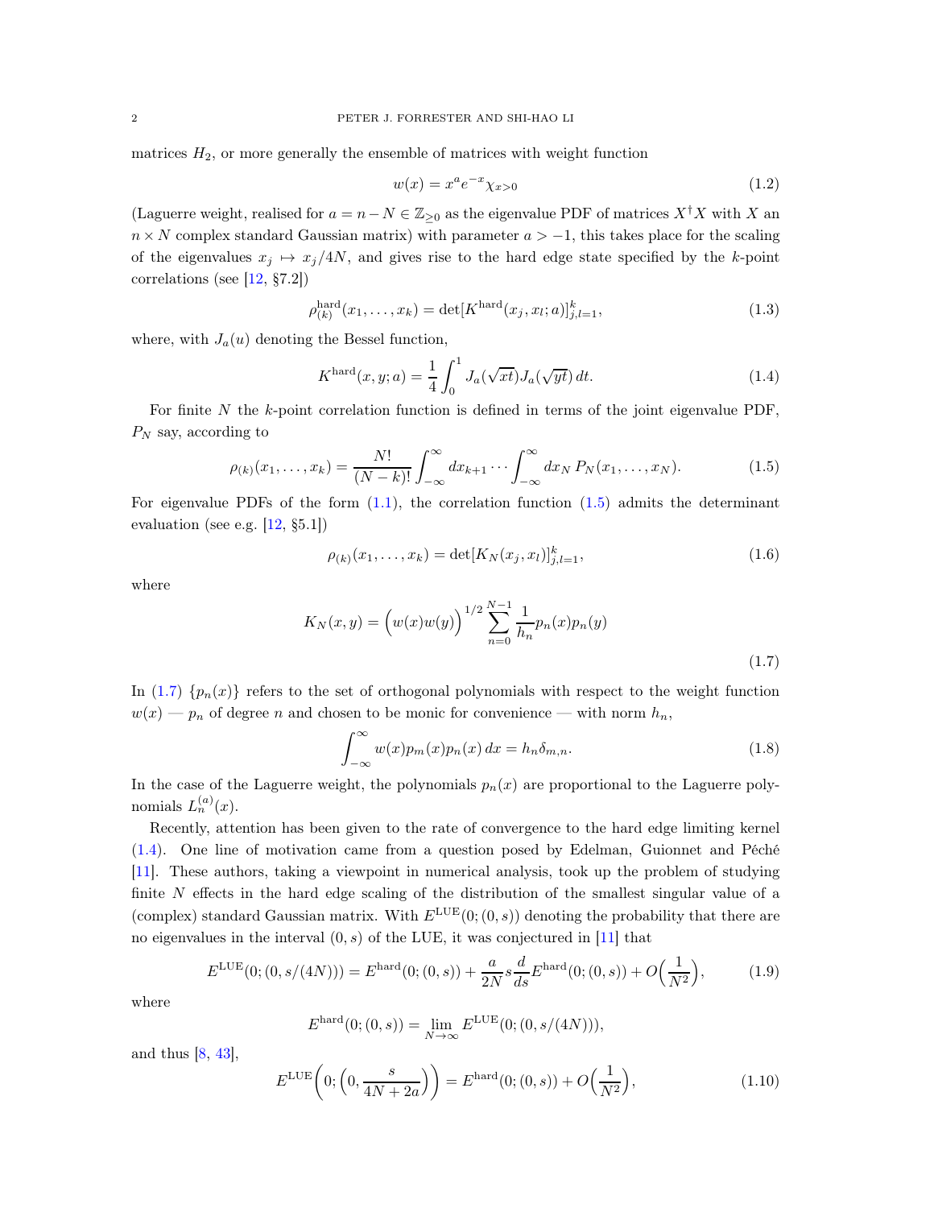matrices $H_2$, or more generally the ensemble of matrices with weight function

$$w(x) = x^a e^{-x} \chi_{x>0} \tag{1.2}$$

(Laguerre weight, realised for $a = n - N \in \mathbb{Z}_{\geq 0}$ as the eigenvalue PDF of matrices $X^\dagger X$ with $X$ an $n \times N$ complex standard Gaussian matrix) with parameter $a > -1$, this takes place for the scaling of the eigenvalues $x_j \mapsto x_j/4N$, and gives rise to the hard edge state specified by the $k$-point correlations (see [12, §7.2])

$$\rho_{(k)}^{\mathrm{hard}}(x_1, \dots, x_k) = \det[K^{\mathrm{hard}}(x_j, x_l; a)]_{j,l=1}^k, \tag{1.3}$$

where, with $J_a(u)$ denoting the Bessel function,

$$K^{\mathrm{hard}}(x, y; a) = \frac{1}{4} \int_0^1 J_a(\sqrt{xt}) J_a(\sqrt{yt})\, dt. \tag{1.4}$$

For finite $N$ the $k$-point correlation function is defined in terms of the joint eigenvalue PDF, $P_N$ say, according to

$$\rho_{(k)}(x_1, \dots, x_k) = \frac{N!}{(N-k)!} \int_{-\infty}^{\infty} dx_{k+1} \cdots \int_{-\infty}^{\infty} dx_N\, P_N(x_1, \dots, x_N). \tag{1.5}$$

For eigenvalue PDFs of the form (1.1), the correlation function (1.5) admits the determinant evaluation (see e.g. [12, §5.1])

$$\rho_{(k)}(x_1, \dots, x_k) = \det[K_N(x_j, x_l)]_{j,l=1}^k, \tag{1.6}$$

where

$$K_N(x, y) = \Big( w(x) w(y) \Big)^{1/2} \sum_{n=0}^{N-1} \frac{1}{h_n} p_n(x) p_n(y) \tag{1.7}$$

In (1.7) $\{p_n(x)\}$ refers to the set of orthogonal polynomials with respect to the weight function $w(x)$ — $p_n$ of degree $n$ and chosen to be monic for convenience — with norm $h_n$,

$$\int_{-\infty}^{\infty} w(x) p_m(x) p_n(x)\, dx = h_n \delta_{m,n}. \tag{1.8}$$

In the case of the Laguerre weight, the polynomials $p_n(x)$ are proportional to the Laguerre polynomials $L_n^{(a)}(x)$.

Recently, attention has been given to the rate of convergence to the hard edge limiting kernel (1.4). One line of motivation came from a question posed by Edelman, Guionnet and Péché [11]. These authors, taking a viewpoint in numerical analysis, took up the problem of studying finite $N$ effects in the hard edge scaling of the distribution of the smallest singular value of a (complex) standard Gaussian matrix. With $E^{\mathrm{LUE}}(0; (0, s))$ denoting the probability that there are no eigenvalues in the interval $(0, s)$ of the LUE, it was conjectured in [11] that

$$E^{\mathrm{LUE}}(0; (0, s/(4N))) = E^{\mathrm{hard}}(0; (0, s)) + \frac{a}{2N} s \frac{d}{ds} E^{\mathrm{hard}}(0; (0, s)) + O\Big(\frac{1}{N^2}\Big), \tag{1.9}$$

where

$$E^{\mathrm{hard}}(0; (0, s)) = \lim_{N \to \infty} E^{\mathrm{LUE}}(0; (0, s/(4N))),$$

and thus [8, 43],

$$E^{\mathrm{LUE}}\Big(0; \Big(0, \frac{s}{4N + 2a}\Big)\Big) = E^{\mathrm{hard}}(0; (0, s)) + O\Big(\frac{1}{N^2}\Big), \tag{1.10}$$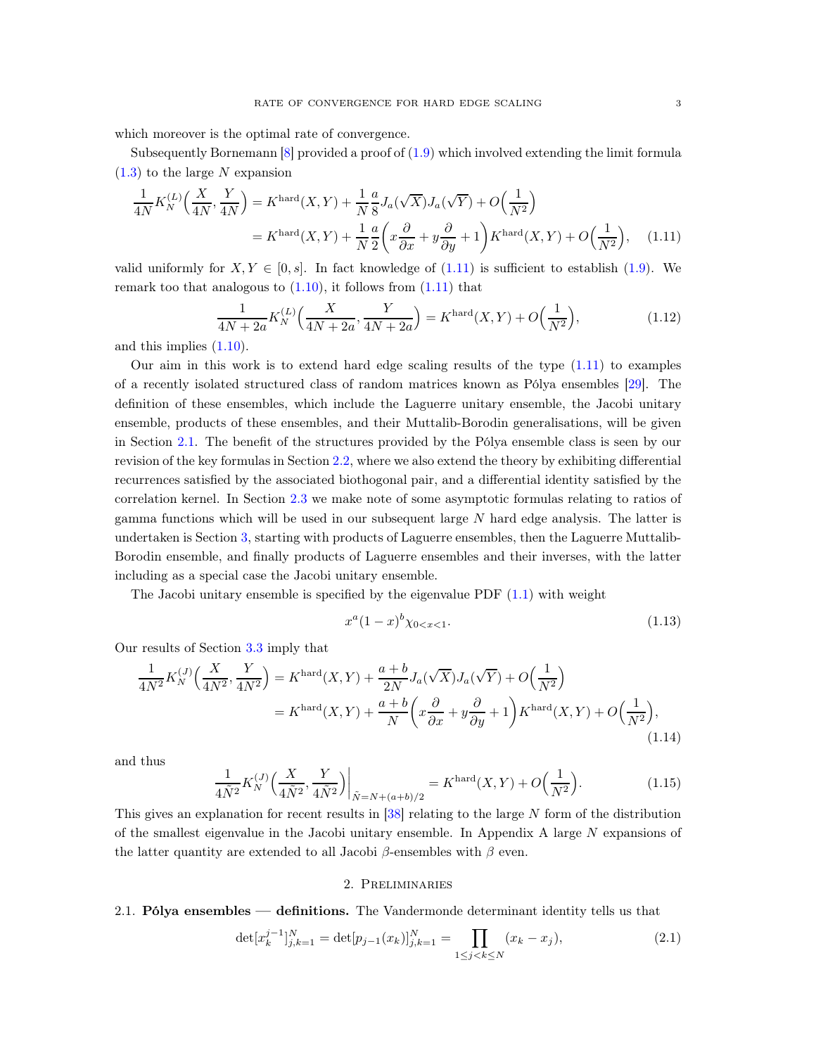which moreover is the optimal rate of convergence.

Subsequently Bornemann [8] provided a proof of (1.9) which involved extending the limit formula (1.3) to the large $N$ expansion

$$
\begin{aligned}
\frac{1}{4N} K_N^{(L)}\Big(\frac{X}{4N}, \frac{Y}{4N}\Big) &= K^{\rm hard}(X,Y) + \frac{1}{N}\frac{a}{8} J_a(\sqrt{X}) J_a(\sqrt{Y}) + O\Big(\frac{1}{N^2}\Big) \\
&= K^{\rm hard}(X,Y) + \frac{1}{N}\frac{a}{2}\Big( x\frac{\partial}{\partial x} + y \frac{\partial}{\partial y} + 1\Big) K^{\rm hard}(X,Y) + O\Big(\frac{1}{N^2}\Big), \qquad (1.11)
\end{aligned}
$$

valid uniformly for $X, Y \in [0,s]$. In fact knowledge of (1.11) is sufficient to establish (1.9). We remark too that analogous to (1.10), it follows from (1.11) that

$$
\frac{1}{4N+2a} K_N^{(L)}\Big(\frac{X}{4N+2a}, \frac{Y}{4N+2a}\Big) = K^{\rm hard}(X,Y) + O\Big(\frac{1}{N^2}\Big), \qquad (1.12)
$$

and this implies (1.10).

Our aim in this work is to extend hard edge scaling results of the type (1.11) to examples of a recently isolated structured class of random matrices known as Pólya ensembles [29]. The definition of these ensembles, which include the Laguerre unitary ensemble, the Jacobi unitary ensemble, products of these ensembles, and their Muttalib-Borodin generalisations, will be given in Section 2.1. The benefit of the structures provided by the Pólya ensemble class is seen by our revision of the key formulas in Section 2.2, where we also extend the theory by exhibiting differential recurrences satisfied by the associated biothogonal pair, and a differential identity satisfied by the correlation kernel. In Section 2.3 we make note of some asymptotic formulas relating to ratios of gamma functions which will be used in our subsequent large $N$ hard edge analysis. The latter is undertaken is Section 3, starting with products of Laguerre ensembles, then the Laguerre Muttalib-Borodin ensemble, and finally products of Laguerre ensembles and their inverses, with the latter including as a special case the Jacobi unitary ensemble.

The Jacobi unitary ensemble is specified by the eigenvalue PDF (1.1) with weight

$$
x^a (1-x)^b \chi_{0<x<1}. \qquad (1.13)
$$

Our results of Section 3.3 imply that

$$
\begin{aligned}
\frac{1}{4N^2} K_N^{(J)}\Big(\frac{X}{4N^2}, \frac{Y}{4N^2}\Big) &= K^{\rm hard}(X,Y) + \frac{a+b}{2N} J_a(\sqrt{X}) J_a(\sqrt{Y}) + O\Big(\frac{1}{N^2}\Big) \\
&= K^{\rm hard}(X,Y) + \frac{a+b}{N}\Big( x\frac{\partial}{\partial x} + y \frac{\partial}{\partial y} + 1\Big) K^{\rm hard}(X,Y) + O\Big(\frac{1}{N^2}\Big),
\end{aligned}
\qquad (1.14)
$$

and thus

$$
\frac{1}{4\tilde{N}^2} K_N^{(J)}\Big(\frac{X}{4\tilde{N}^2}, \frac{Y}{4\tilde{N}^2}\Big)\bigg|_{\tilde{N}=N+(a+b)/2} = K^{\rm hard}(X,Y) + O\Big(\frac{1}{N^2}\Big). \qquad (1.15)
$$

This gives an explanation for recent results in [38] relating to the large $N$ form of the distribution of the smallest eigenvalue in the Jacobi unitary ensemble. In Appendix A large $N$ expansions of the latter quantity are extended to all Jacobi $\beta$-ensembles with $\beta$ even.

## 2. Preliminaries

**2.1. Pólya ensembles — definitions.** The Vandermonde determinant identity tells us that

$$
\det[x_k^{j-1}]_{j,k=1}^N = \det[p_{j-1}(x_k)]_{j,k=1}^N = \prod_{1 \le j < k \le N} (x_k - x_j), \qquad (2.1)
$$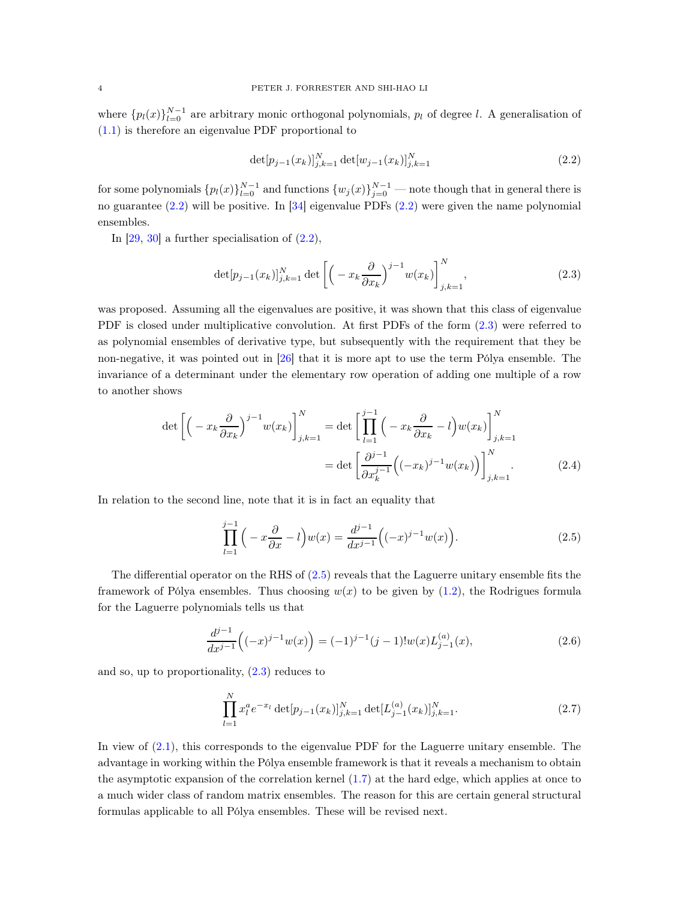where $\{p_l(x)\}_{l=0}^{N-1}$ are arbitrary monic orthogonal polynomials, $p_l$ of degree $l$. A generalisation of (1.1) is therefore an eigenvalue PDF proportional to

$$\det[p_{j-1}(x_k)]_{j,k=1}^N \det[w_{j-1}(x_k)]_{j,k=1}^N \tag{2.2}$$

for some polynomials $\{p_l(x)\}_{l=0}^{N-1}$ and functions $\{w_j(x)\}_{j=0}^{N-1}$ — note though that in general there is no guarantee (2.2) will be positive. In [34] eigenvalue PDFs (2.2) were given the name polynomial ensembles.

In [29, 30] a further specialisation of (2.2),

$$\det[p_{j-1}(x_k)]_{j,k=1}^N \det\left[\Big(-x_k\frac{\partial}{\partial x_k}\Big)^{j-1} w(x_k)\right]_{j,k=1}^N, \tag{2.3}$$

was proposed. Assuming all the eigenvalues are positive, it was shown that this class of eigenvalue PDF is closed under multiplicative convolution. At first PDFs of the form (2.3) were referred to as polynomial ensembles of derivative type, but subsequently with the requirement that they be non-negative, it was pointed out in [26] that it is more apt to use the term Pólya ensemble. The invariance of a determinant under the elementary row operation of adding one multiple of a row to another shows

$$\begin{aligned}
\det\left[\Big(-x_k\frac{\partial}{\partial x_k}\Big)^{j-1} w(x_k)\right]_{j,k=1}^N &= \det\left[\prod_{l=1}^{j-1}\Big(-x_k\frac{\partial}{\partial x_k}-l\Big)w(x_k)\right]_{j,k=1}^N \\
&= \det\left[\frac{\partial^{j-1}}{\partial x_k^{j-1}}\Big((-x_k)^{j-1}w(x_k)\Big)\right]_{j,k=1}^N.
\end{aligned} \tag{2.4}$$

In relation to the second line, note that it is in fact an equality that

$$\prod_{l=1}^{j-1}\Big(-x\frac{\partial}{\partial x}-l\Big)w(x) = \frac{d^{j-1}}{dx^{j-1}}\Big((-x)^{j-1}w(x)\Big). \tag{2.5}$$

The differential operator on the RHS of (2.5) reveals that the Laguerre unitary ensemble fits the framework of Pólya ensembles. Thus choosing $w(x)$ to be given by (1.2), the Rodrigues formula for the Laguerre polynomials tells us that

$$\frac{d^{j-1}}{dx^{j-1}}\Big((-x)^{j-1}w(x)\Big) = (-1)^{j-1}(j-1)!\,w(x)L_{j-1}^{(a)}(x), \tag{2.6}$$

and so, up to proportionality, (2.3) reduces to

$$\prod_{l=1}^N x_l^a e^{-x_l}\det[p_{j-1}(x_k)]_{j,k=1}^N \det[L_{j-1}^{(a)}(x_k)]_{j,k=1}^N. \tag{2.7}$$

In view of (2.1), this corresponds to the eigenvalue PDF for the Laguerre unitary ensemble. The advantage in working within the Pólya ensemble framework is that it reveals a mechanism to obtain the asymptotic expansion of the correlation kernel (1.7) at the hard edge, which applies at once to a much wider class of random matrix ensembles. The reason for this are certain general structural formulas applicable to all Pólya ensembles. These will be revised next.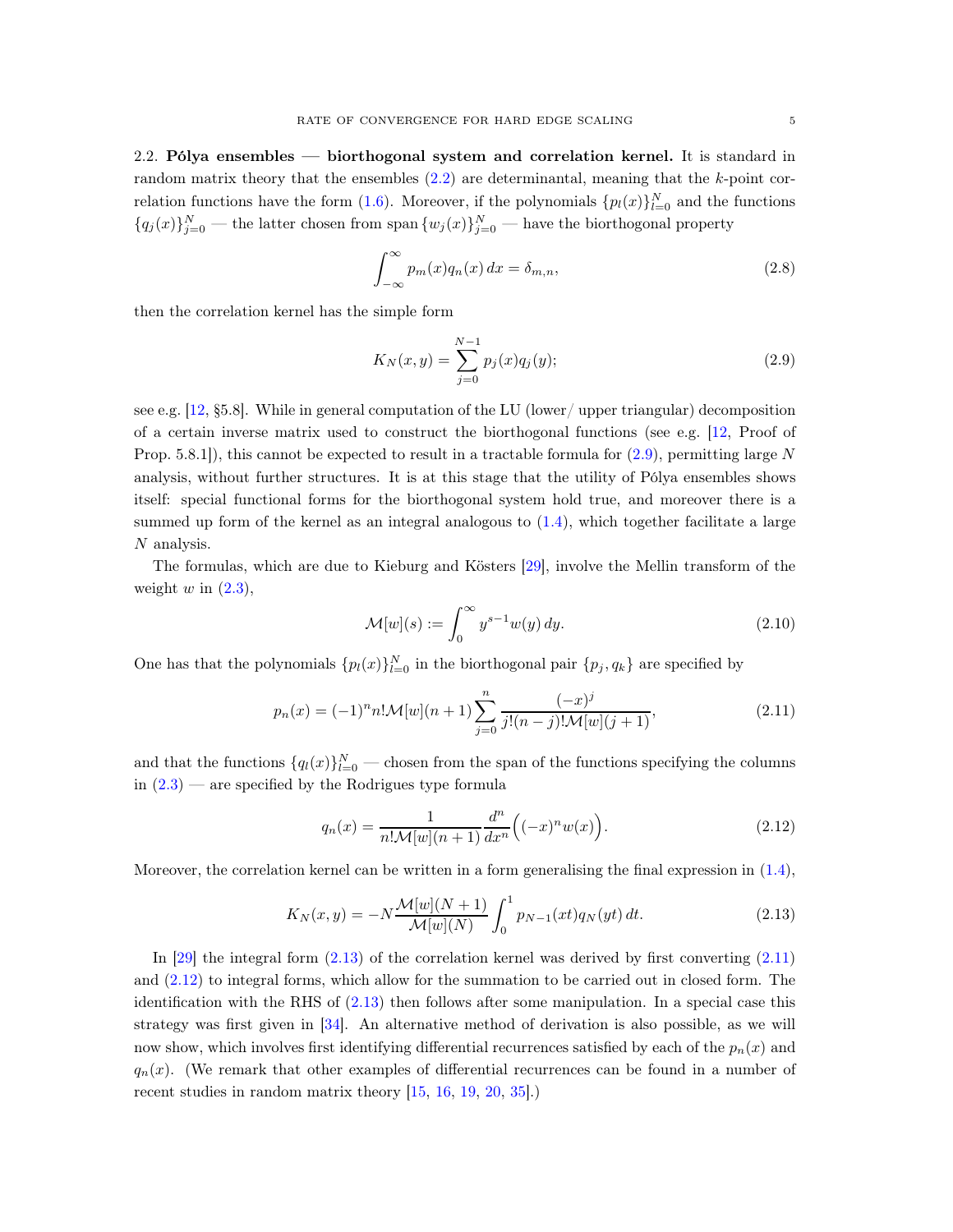2.2. **Pólya ensembles — biorthogonal system and correlation kernel.** It is standard in random matrix theory that the ensembles (2.2) are determinantal, meaning that the $k$-point correlation functions have the form (1.6). Moreover, if the polynomials $\{p_l(x)\}_{l=0}^N$ and the functions $\{q_j(x)\}_{j=0}^N$ — the latter chosen from span $\{w_j(x)\}_{j=0}^N$ — have the biorthogonal property

$$\int_{-\infty}^{\infty} p_m(x) q_n(x)\, dx = \delta_{m,n}, \tag{2.8}$$

then the correlation kernel has the simple form

$$K_N(x,y) = \sum_{j=0}^{N-1} p_j(x) q_j(y); \tag{2.9}$$

see e.g. [12, §5.8]. While in general computation of the LU (lower/ upper triangular) decomposition of a certain inverse matrix used to construct the biorthogonal functions (see e.g. [12, Proof of Prop. 5.8.1]), this cannot be expected to result in a tractable formula for (2.9), permitting large $N$ analysis, without further structures. It is at this stage that the utility of Pólya ensembles shows itself: special functional forms for the biorthogonal system hold true, and moreover there is a summed up form of the kernel as an integral analogous to (1.4), which together facilitate a large $N$ analysis.

The formulas, which are due to Kieburg and Kösters [29], involve the Mellin transform of the weight $w$ in (2.3),

$$\mathcal{M}[w](s) := \int_0^\infty y^{s-1} w(y)\, dy. \tag{2.10}$$

One has that the polynomials $\{p_l(x)\}_{l=0}^N$ in the biorthogonal pair $\{p_j, q_k\}$ are specified by

$$p_n(x) = (-1)^n n! \mathcal{M}[w](n+1) \sum_{j=0}^{n} \frac{(-x)^j}{j!(n-j)!\mathcal{M}[w](j+1)}, \tag{2.11}$$

and that the functions $\{q_l(x)\}_{l=0}^N$ — chosen from the span of the functions specifying the columns in (2.3) — are specified by the Rodrigues type formula

$$q_n(x) = \frac{1}{n!\mathcal{M}[w](n+1)} \frac{d^n}{dx^n}\Big((-x)^n w(x)\Big). \tag{2.12}$$

Moreover, the correlation kernel can be written in a form generalising the final expression in (1.4),

$$K_N(x,y) = -N \frac{\mathcal{M}[w](N+1)}{\mathcal{M}[w](N)} \int_0^1 p_{N-1}(xt) q_N(yt)\, dt. \tag{2.13}$$

In [29] the integral form (2.13) of the correlation kernel was derived by first converting (2.11) and (2.12) to integral forms, which allow for the summation to be carried out in closed form. The identification with the RHS of (2.13) then follows after some manipulation. In a special case this strategy was first given in [34]. An alternative method of derivation is also possible, as we will now show, which involves first identifying differential recurrences satisfied by each of the $p_n(x)$ and $q_n(x)$. (We remark that other examples of differential recurrences can be found in a number of recent studies in random matrix theory [15, 16, 19, 20, 35].)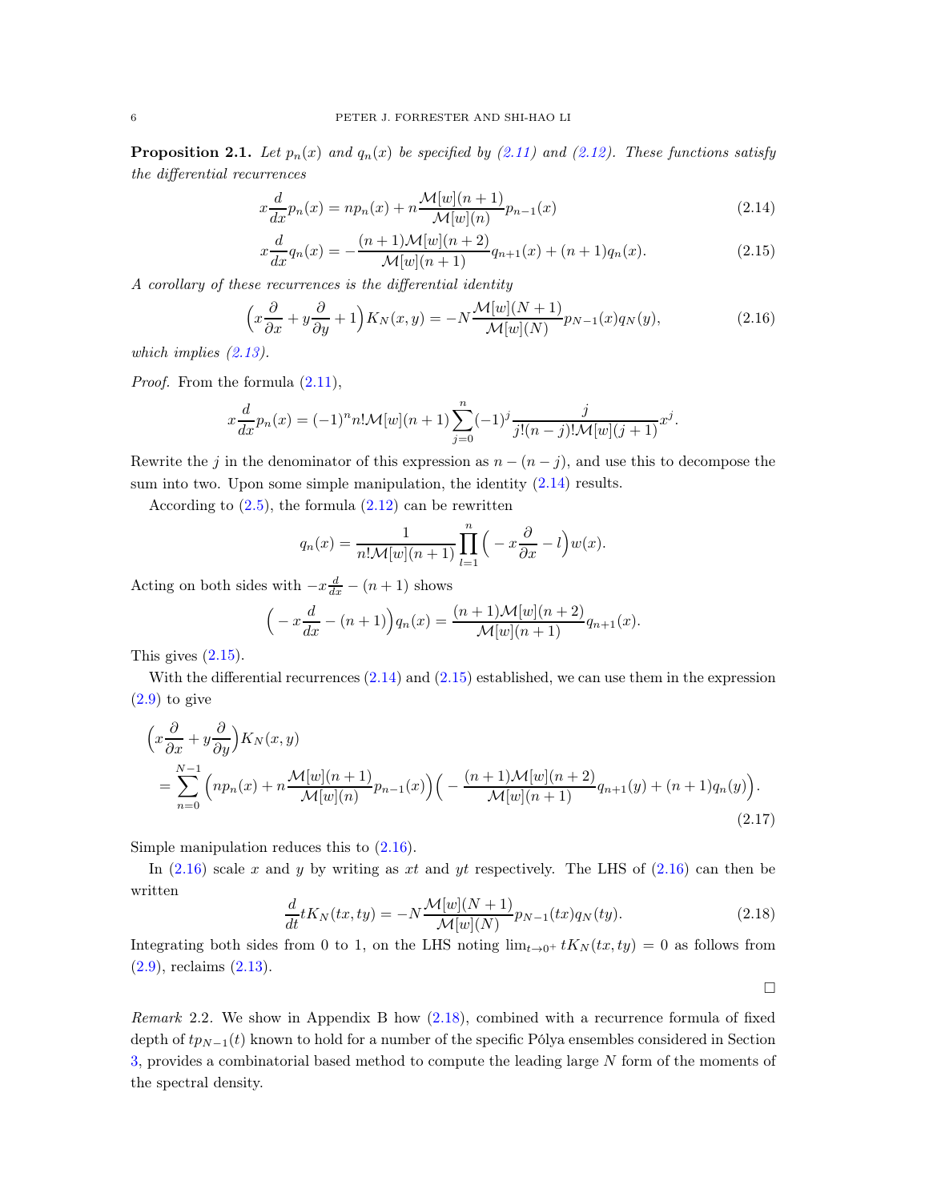**Proposition 2.1.** *Let $p_n(x)$ and $q_n(x)$ be specified by (2.11) and (2.12). These functions satisfy the differential recurrences*

$$x\frac{d}{dx}p_n(x) = np_n(x) + n\frac{\mathcal{M}[w](n+1)}{\mathcal{M}[w](n)}p_{n-1}(x) \tag{2.14}$$

$$x\frac{d}{dx}q_n(x) = -\frac{(n+1)\mathcal{M}[w](n+2)}{\mathcal{M}[w](n+1)}q_{n+1}(x) + (n+1)q_n(x). \tag{2.15}$$

*A corollary of these recurrences is the differential identity*

$$\Big(x\frac{\partial}{\partial x} + y\frac{\partial}{\partial y} + 1\Big)K_N(x,y) = -N\frac{\mathcal{M}[w](N+1)}{\mathcal{M}[w](N)}p_{N-1}(x)q_N(y), \tag{2.16}$$

*which implies (2.13).*

*Proof.* From the formula (2.11),

$$x\frac{d}{dx}p_n(x) = (-1)^n n!\mathcal{M}[w](n+1)\sum_{j=0}^{n}(-1)^j\frac{j}{j!(n-j)!\mathcal{M}[w](j+1)}x^j.$$

Rewrite the $j$ in the denominator of this expression as $n-(n-j)$, and use this to decompose the sum into two. Upon some simple manipulation, the identity (2.14) results.

According to (2.5), the formula (2.12) can be rewritten

$$q_n(x) = \frac{1}{n!\mathcal{M}[w](n+1)}\prod_{l=1}^{n}\Big(-x\frac{\partial}{\partial x} - l\Big)w(x).$$

Acting on both sides with $-x\frac{d}{dx}-(n+1)$ shows

$$\Big(-x\frac{d}{dx}-(n+1)\Big)q_n(x) = \frac{(n+1)\mathcal{M}[w](n+2)}{\mathcal{M}[w](n+1)}q_{n+1}(x).$$

This gives (2.15).

With the differential recurrences (2.14) and (2.15) established, we can use them in the expression (2.9) to give

$$\begin{aligned}
&\Big(x\frac{\partial}{\partial x} + y\frac{\partial}{\partial y}\Big)K_N(x,y) \\
&\quad = \sum_{n=0}^{N-1}\Big(np_n(x) + n\frac{\mathcal{M}[w](n+1)}{\mathcal{M}[w](n)}p_{n-1}(x)\Big)\Big(-\frac{(n+1)\mathcal{M}[w](n+2)}{\mathcal{M}[w](n+1)}q_{n+1}(y) + (n+1)q_n(y)\Big).
\end{aligned} \tag{2.17}$$

Simple manipulation reduces this to (2.16).

In (2.16) scale $x$ and $y$ by writing as $xt$ and $yt$ respectively. The LHS of (2.16) can then be written

$$\frac{d}{dt}tK_N(tx,ty) = -N\frac{\mathcal{M}[w](N+1)}{\mathcal{M}[w](N)}p_{N-1}(tx)q_N(ty). \tag{2.18}$$

Integrating both sides from 0 to 1, on the LHS noting $\lim_{t\to 0^+}tK_N(tx,ty) = 0$ as follows from (2.9), reclaims (2.13).

∎

*Remark* 2.2. We show in Appendix B how (2.18), combined with a recurrence formula of fixed depth of $tp_{N-1}(t)$ known to hold for a number of the specific Pólya ensembles considered in Section 3, provides a combinatorial based method to compute the leading large $N$ form of the moments of the spectral density.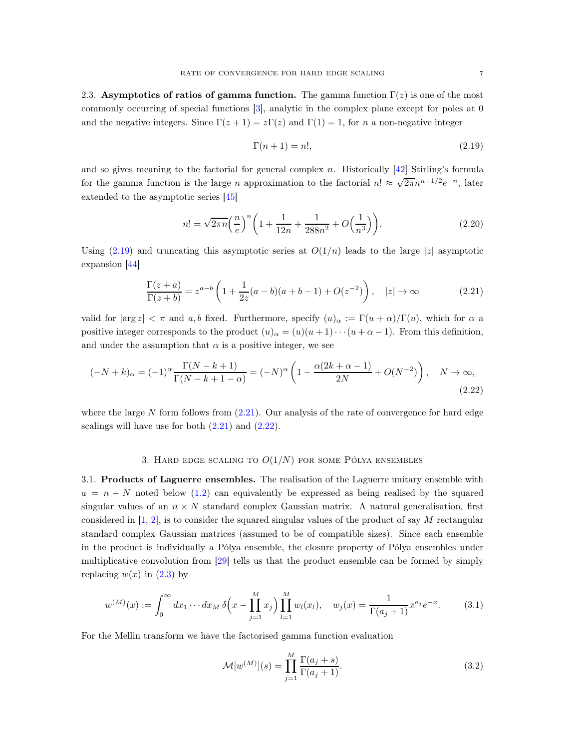### 2.3. Asymptotics of ratios of gamma function.

The gamma function $\Gamma(z)$ is one of the most commonly occurring of special functions [3], analytic in the complex plane except for poles at 0 and the negative integers. Since $\Gamma(z+1) = z\Gamma(z)$ and $\Gamma(1) = 1$, for $n$ a non-negative integer

$$\Gamma(n+1) = n!, \tag{2.19}$$

and so gives meaning to the factorial for general complex $n$. Historically [42] Stirling's formula for the gamma function is the large $n$ approximation to the factorial $n! \approx \sqrt{2\pi} n^{n+1/2} e^{-n}$, later extended to the asymptotic series [45]

$$n! = \sqrt{2\pi n}\Big(\frac{n}{e}\Big)^n \bigg(1 + \frac{1}{12n} + \frac{1}{288n^2} + O\Big(\frac{1}{n^3}\Big)\bigg). \tag{2.20}$$

Using (2.19) and truncating this asymptotic series at $O(1/n)$ leads to the large $|z|$ asymptotic expansion [44]

$$\frac{\Gamma(z+a)}{\Gamma(z+b)} = z^{a-b}\left(1 + \frac{1}{2z}(a-b)(a+b-1) + O(z^{-2})\right), \quad |z| \to \infty \tag{2.21}$$

valid for $|\arg z| < \pi$ and $a, b$ fixed. Furthermore, specify $(u)_\alpha := \Gamma(u+\alpha)/\Gamma(u)$, which for $\alpha$ a positive integer corresponds to the product $(u)_\alpha = (u)(u+1)\cdots(u+\alpha-1)$. From this definition, and under the assumption that $\alpha$ is a positive integer, we see

$$(-N+k)_\alpha = (-1)^\alpha \frac{\Gamma(N-k+1)}{\Gamma(N-k+1-\alpha)} = (-N)^\alpha\left(1 - \frac{\alpha(2k+\alpha-1)}{2N} + O(N^{-2})\right), \quad N \to \infty, \tag{2.22}$$

where the large $N$ form follows from (2.21). Our analysis of the rate of convergence for hard edge scalings will have use for both (2.21) and (2.22).

## 3. Hard edge scaling to $O(1/N)$ for some Pólya ensembles

### 3.1. Products of Laguerre ensembles.

The realisation of the Laguerre unitary ensemble with $a = n - N$ noted below (1.2) can equivalently be expressed as being realised by the squared singular values of an $n \times N$ standard complex Gaussian matrix. A natural generalisation, first considered in [1, 2], is to consider the squared singular values of the product of say $M$ rectangular standard complex Gaussian matrices (assumed to be of compatible sizes). Since each ensemble in the product is individually a Pólya ensemble, the closure property of Pólya ensembles under multiplicative convolution from [29] tells us that the product ensemble can be formed by simply replacing $w(x)$ in (2.3) by

$$w^{(M)}(x) := \int_0^\infty dx_1 \cdots dx_M \, \delta\Big(x - \prod_{j=1}^M x_j\Big) \prod_{l=1}^M w_l(x_l), \quad w_j(x) = \frac{1}{\Gamma(a_j+1)} x^{a_j} e^{-x}. \tag{3.1}$$

For the Mellin transform we have the factorised gamma function evaluation

$$\mathcal{M}[w^{(M)}](s) = \prod_{j=1}^M \frac{\Gamma(a_j+s)}{\Gamma(a_j+1)}. \tag{3.2}$$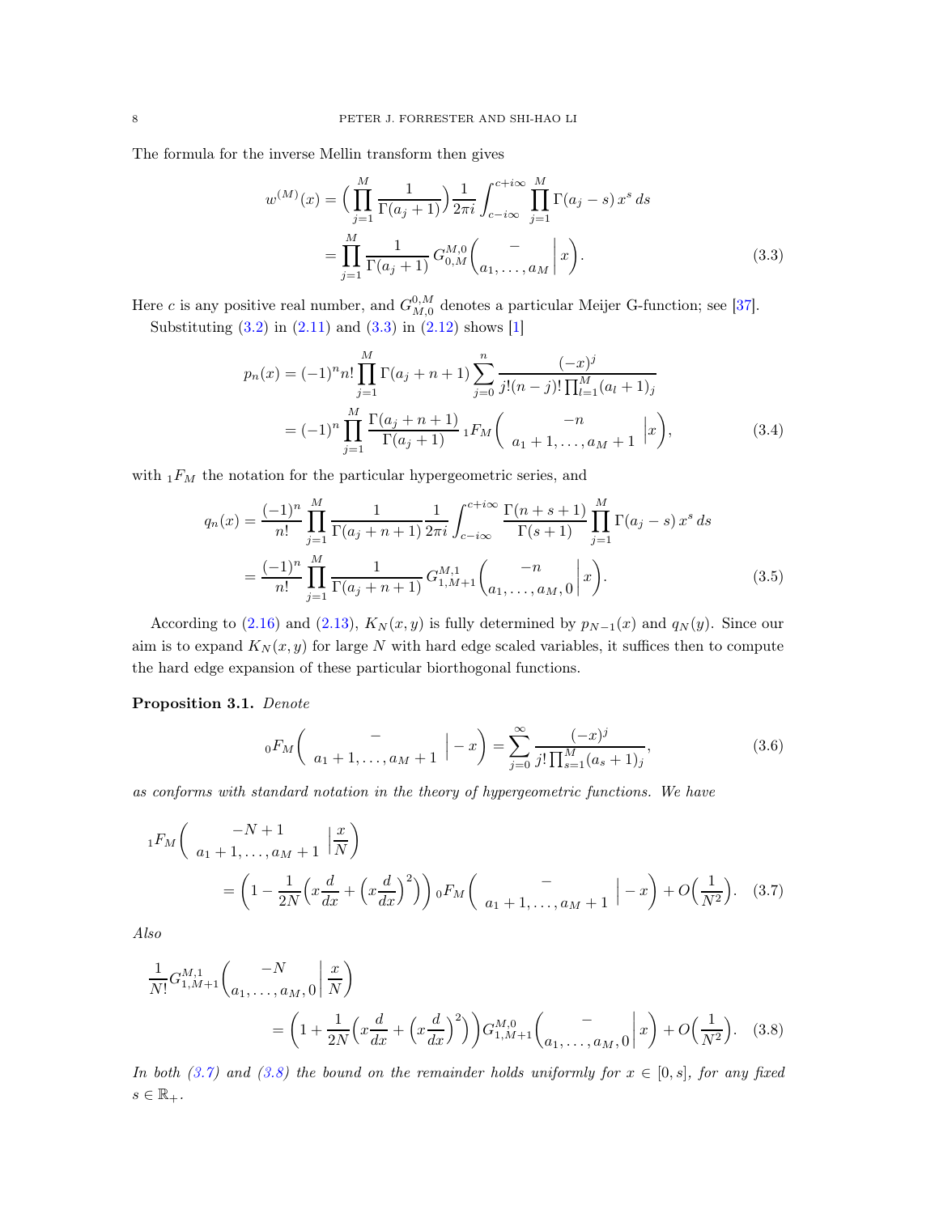The formula for the inverse Mellin transform then gives

$$
\begin{aligned}
w^{(M)}(x) &= \Big(\prod_{j=1}^{M} \frac{1}{\Gamma(a_j+1)}\Big) \frac{1}{2\pi i} \int_{c-i\infty}^{c+i\infty} \prod_{j=1}^{M} \Gamma(a_j - s)\, x^s \, ds \\
&= \prod_{j=1}^{M} \frac{1}{\Gamma(a_j+1)}\, G^{M,0}_{0,M}\Big( \begin{matrix} - \\ a_1, \dots, a_M \end{matrix} \Big|\, x \Big).
\end{aligned} \tag{3.3}
$$

Here $c$ is any positive real number, and $G^{0,M}_{M,0}$ denotes a particular Meijer G-function; see [37].

Substituting (3.2) in (2.11) and (3.3) in (2.12) shows [1]

$$
\begin{aligned}
p_n(x) &= (-1)^n n! \prod_{j=1}^{M} \Gamma(a_j + n + 1) \sum_{j=0}^{n} \frac{(-x)^j}{j!(n-j)! \prod_{l=1}^{M} (a_l + 1)_j} \\
&= (-1)^n \prod_{j=1}^{M} \frac{\Gamma(a_j+n+1)}{\Gamma(a_j+1)}\, {}_1F_M\Big( \begin{matrix} -n \\ a_1+1, \dots, a_M+1 \end{matrix} \Big|\, x \Big),
\end{aligned} \tag{3.4}
$$

with ${}_1F_M$ the notation for the particular hypergeometric series, and

$$
\begin{aligned}
q_n(x) &= \frac{(-1)^n}{n!} \prod_{j=1}^{M} \frac{1}{\Gamma(a_j+n+1)} \frac{1}{2\pi i} \int_{c-i\infty}^{c+i\infty} \frac{\Gamma(n+s+1)}{\Gamma(s+1)} \prod_{j=1}^{M} \Gamma(a_j - s)\, x^s \, ds \\
&= \frac{(-1)^n}{n!} \prod_{j=1}^{M} \frac{1}{\Gamma(a_j+n+1)}\, G^{M,1}_{1,M+1}\Big( \begin{matrix} -n \\ a_1, \dots, a_M, 0 \end{matrix} \Big|\, x \Big).
\end{aligned} \tag{3.5}
$$

According to (2.16) and (2.13), $K_N(x,y)$ is fully determined by $p_{N-1}(x)$ and $q_N(y)$. Since our aim is to expand $K_N(x,y)$ for large $N$ with hard edge scaled variables, it suffices then to compute the hard edge expansion of these particular biorthogonal functions.

**Proposition 3.1.** *Denote*

$$
{}_0F_M\Big( \begin{matrix} - \\ a_1+1, \dots, a_M+1 \end{matrix} \Big|\, -x \Big) = \sum_{j=0}^{\infty} \frac{(-x)^j}{j! \prod_{s=1}^{M} (a_s+1)_j}, \tag{3.6}
$$

*as conforms with standard notation in the theory of hypergeometric functions. We have*

$$
\begin{aligned}
&{}_1F_M\Big( \begin{matrix} -N+1 \\ a_1+1, \dots, a_M+1 \end{matrix} \Big|\, \frac{x}{N} \Big) \\
&\qquad = \Big( 1 - \frac{1}{2N} \Big( x\frac{d}{dx} + \Big( x\frac{d}{dx} \Big)^2 \Big) \Big)\, {}_0F_M\Big( \begin{matrix} - \\ a_1+1, \dots, a_M+1 \end{matrix} \Big|\, -x \Big) + O\Big(\frac{1}{N^2}\Big).
\end{aligned} \tag{3.7}
$$

*Also*

$$
\begin{aligned}
&\frac{1}{N!} G^{M,1}_{1,M+1}\Big( \begin{matrix} -N \\ a_1, \dots, a_M, 0 \end{matrix} \Big|\, \frac{x}{N} \Big) \\
&\qquad = \Big( 1 + \frac{1}{2N} \Big( x\frac{d}{dx} + \Big( x\frac{d}{dx} \Big)^2 \Big) \Big) G^{M,0}_{1,M+1}\Big( \begin{matrix} - \\ a_1, \dots, a_M, 0 \end{matrix} \Big|\, x \Big) + O\Big(\frac{1}{N^2}\Big).
\end{aligned} \tag{3.8}
$$

*In both (3.7) and (3.8) the bound on the remainder holds uniformly for $x \in [0,s]$, for any fixed $s \in \mathbb{R}_+$.*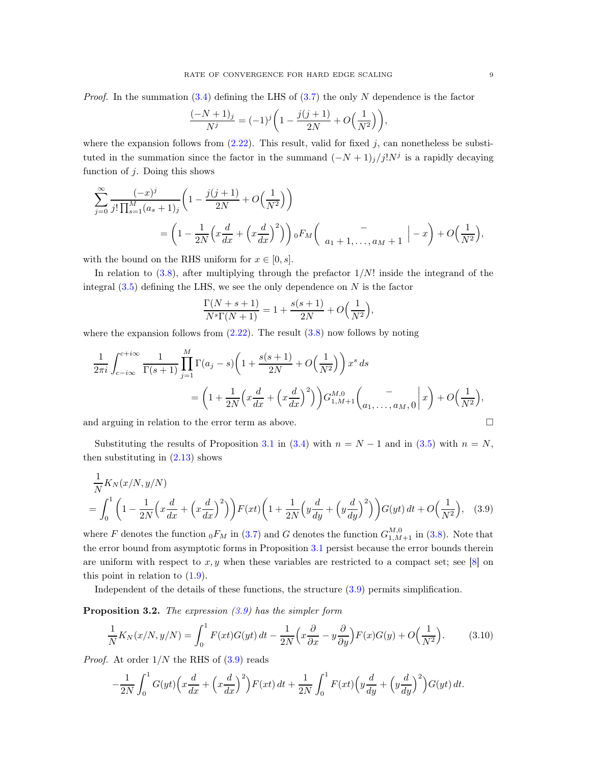*Proof.* In the summation (3.4) defining the LHS of (3.7) the only $N$ dependence is the factor

$$\frac{(-N+1)_j}{N^j} = (-1)^j \Big( 1 - \frac{j(j+1)}{2N} + O\Big(\frac{1}{N^2}\Big) \Big),$$

where the expansion follows from (2.22). This result, valid for fixed $j$, can nonetheless be substituted in the summation since the factor in the summand $(-N+1)_j/j!N^j$ is a rapidly decaying function of $j$. Doing this shows

$$\begin{aligned}
\sum_{j=0}^\infty & \frac{(-x)^j}{j! \prod_{s=1}^M (a_s+1)_j} \Big( 1 - \frac{j(j+1)}{2N} + O\Big(\frac{1}{N^2}\Big) \Big) \\
&= \Big( 1 - \frac{1}{2N} \Big( x\frac{d}{dx} + \Big( x \frac{d}{dx}\Big)^2 \Big) \Big) \, {}_0F_M \Big( \begin{array}{c} - \\ a_1+1, \dots, a_M+1 \end{array} \Big| -x \Big) + O\Big(\frac{1}{N^2}\Big),
\end{aligned}$$

with the bound on the RHS uniform for $x \in [0,s]$.

In relation to (3.8), after multiplying through the prefactor $1/N!$ inside the integrand of the integral (3.5) defining the LHS, we see the only dependence on $N$ is the factor

$$\frac{\Gamma(N+s+1)}{N^s \Gamma(N+1)} = 1 + \frac{s(s+1)}{2N} + O\Big(\frac{1}{N^2}\Big),$$

where the expansion follows from (2.22). The result (3.8) now follows by noting

$$\begin{aligned}
\frac{1}{2\pi i} & \int_{c-i\infty}^{c+i\infty} \frac{1}{\Gamma(s+1)} \prod_{j=1}^M \Gamma(a_j - s) \Big( 1 + \frac{s(s+1)}{2N} + O\Big(\frac{1}{N^2}\Big) \Big) x^s \, ds \\
&= \Big( 1 + \frac{1}{2N} \Big( x\frac{d}{dx} + \Big( x \frac{d}{dx}\Big)^2 \Big) \Big) G^{M,0}_{1,M+1} \Big( \begin{array}{c} - \\ a_1, \dots, a_M, 0 \end{array} \Big| x \Big) + O\Big(\frac{1}{N^2}\Big),
\end{aligned}$$

and arguing in relation to the error term as above. $\square$

Substituting the results of Proposition 3.1 in (3.4) with $n = N-1$ and in (3.5) with $n = N$, then substituting in (2.13) shows

$$\begin{aligned}
&\frac{1}{N} K_N(x/N, y/N) \\
&= \int_0^1 \Big( 1 - \frac{1}{2N} \Big( x\frac{d}{dx} + \Big( x \frac{d}{dx}\Big)^2 \Big) \Big) F(xt) \Big( 1 + \frac{1}{2N} \Big( y\frac{d}{dy} + \Big( y \frac{d}{dy}\Big)^2 \Big) \Big) G(yt) \, dt + O\Big(\frac{1}{N^2}\Big), \quad (3.9)
\end{aligned}$$

where $F$ denotes the function ${}_0F_M$ in (3.7) and $G$ denotes the function $G^{M,0}_{1,M+1}$ in (3.8). Note that the error bound from asymptotic forms in Proposition 3.1 persist because the error bounds therein are uniform with respect to $x, y$ when these variables are restricted to a compact set; see [8] on this point in relation to (1.9).

Independent of the details of these functions, the structure (3.9) permits simplification.

**Proposition 3.2.** *The expression (3.9) has the simpler form*

$$\frac{1}{N} K_N(x/N, y/N) = \int_0^1 F(xt) G(yt) \, dt - \frac{1}{2N} \Big( x \frac{\partial}{\partial x} - y \frac{\partial}{\partial y} \Big) F(x) G(y) + O\Big(\frac{1}{N^2}\Big). \qquad (3.10)$$

*Proof.* At order $1/N$ the RHS of (3.9) reads

$$-\frac{1}{2N} \int_0^1 G(yt) \Big( x\frac{d}{dx} + \Big( x \frac{d}{dx}\Big)^2 \Big) F(xt) \, dt + \frac{1}{2N} \int_0^1 F(xt) \Big( y\frac{d}{dy} + \Big( y \frac{d}{dy}\Big)^2 \Big) G(yt) \, dt.$$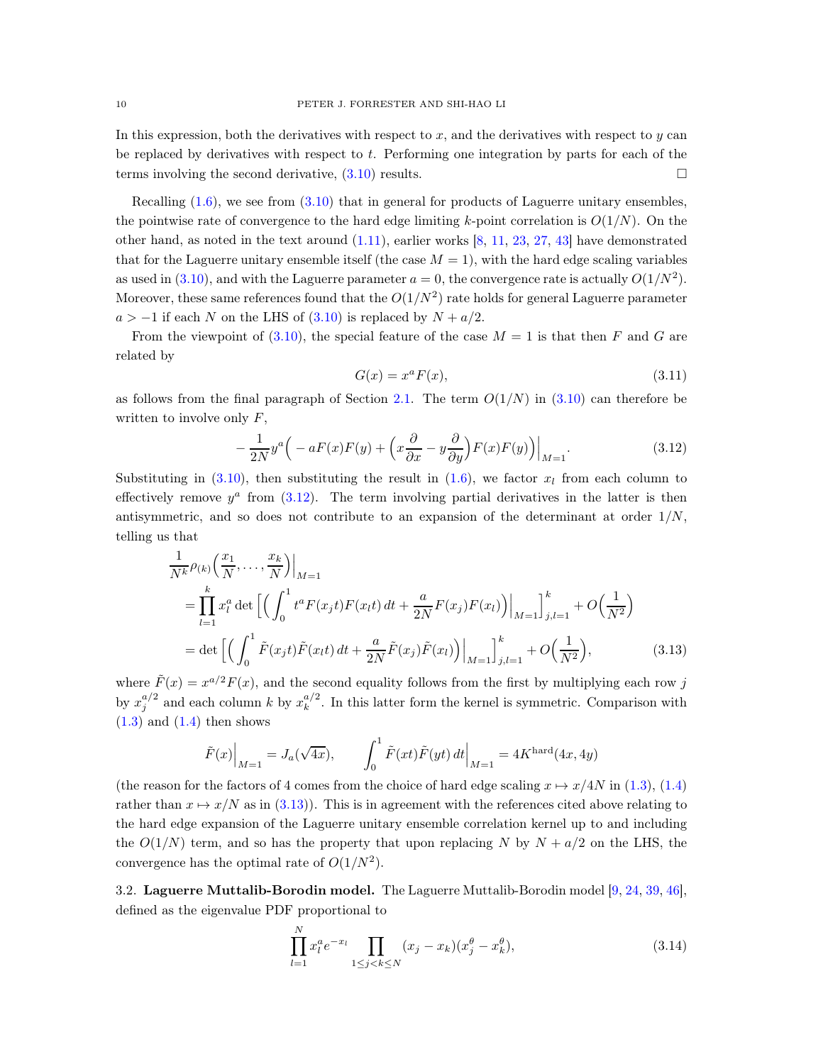In this expression, both the derivatives with respect to $x$, and the derivatives with respect to $y$ can be replaced by derivatives with respect to $t$. Performing one integration by parts for each of the terms involving the second derivative, (3.10) results. $\square$

Recalling (1.6), we see from (3.10) that in general for products of Laguerre unitary ensembles, the pointwise rate of convergence to the hard edge limiting $k$-point correlation is $O(1/N)$. On the other hand, as noted in the text around (1.11), earlier works [8, 11, 23, 27, 43] have demonstrated that for the Laguerre unitary ensemble itself (the case $M = 1$), with the hard edge scaling variables as used in (3.10), and with the Laguerre parameter $a = 0$, the convergence rate is actually $O(1/N^2)$. Moreover, these same references found that the $O(1/N^2)$ rate holds for general Laguerre parameter $a > -1$ if each $N$ on the LHS of (3.10) is replaced by $N + a/2$.

From the viewpoint of (3.10), the special feature of the case $M = 1$ is that then $F$ and $G$ are related by

$$
G(x) = x^a F(x), \tag{3.11}
$$

as follows from the final paragraph of Section 2.1. The term $O(1/N)$ in (3.10) can therefore be written to involve only $F$,

$$
-\frac{1}{2N} y^a \Big( -aF(x)F(y) + \Big( x\frac{\partial}{\partial x} - y\frac{\partial}{\partial y} \Big) F(x)F(y) \Big) \Big|_{M=1}. \tag{3.12}
$$

Substituting in (3.10), then substituting the result in (1.6), we factor $x_l$ from each column to effectively remove $y^a$ from (3.12). The term involving partial derivatives in the latter is then antisymmetric, and so does not contribute to an expansion of the determinant at order $1/N$, telling us that

$$
\begin{aligned}
&\frac{1}{N^k} \rho_{(k)}\Big( \frac{x_1}{N}, \dots, \frac{x_k}{N} \Big) \Big|_{M=1} \\
&\quad = \prod_{l=1}^k x_l^a \det \Big[ \Big( \int_0^1 t^a F(x_j t) F(x_l t)\, dt + \frac{a}{2N} F(x_j) F(x_l) \Big) \Big|_{M=1} \Big]_{j,l=1}^k + O\Big( \frac{1}{N^2} \Big) \\
&\quad = \det \Big[ \Big( \int_0^1 \tilde{F}(x_j t) \tilde{F}(x_l t)\, dt + \frac{a}{2N} \tilde{F}(x_j) \tilde{F}(x_l) \Big) \Big|_{M=1} \Big]_{j,l=1}^k + O\Big( \frac{1}{N^2} \Big),
\end{aligned} \tag{3.13}
$$

where $\tilde{F}(x) = x^{a/2} F(x)$, and the second equality follows from the first by multiplying each row $j$ by $x_j^{a/2}$ and each column $k$ by $x_k^{a/2}$. In this latter form the kernel is symmetric. Comparison with (1.3) and (1.4) then shows

$$
\tilde{F}(x) \Big|_{M=1} = J_a(\sqrt{4x}), \qquad \int_0^1 \tilde{F}(xt) \tilde{F}(yt)\, dt \Big|_{M=1} = 4K^{\rm hard}(4x, 4y)
$$

(the reason for the factors of 4 comes from the choice of hard edge scaling $x \mapsto x/4N$ in (1.3), (1.4) rather than $x \mapsto x/N$ as in (3.13)). This is in agreement with the references cited above relating to the hard edge expansion of the Laguerre unitary ensemble correlation kernel up to and including the $O(1/N)$ term, and so has the property that upon replacing $N$ by $N + a/2$ on the LHS, the convergence has the optimal rate of $O(1/N^2)$.

## 3.2. Laguerre Muttalib-Borodin model.

The Laguerre Muttalib-Borodin model [9, 24, 39, 46], defined as the eigenvalue PDF proportional to

$$
\prod_{l=1}^N x_l^a e^{-x_l} \prod_{1 \le j < k \le N} (x_j - x_k)(x_j^\theta - x_k^\theta), \tag{3.14}
$$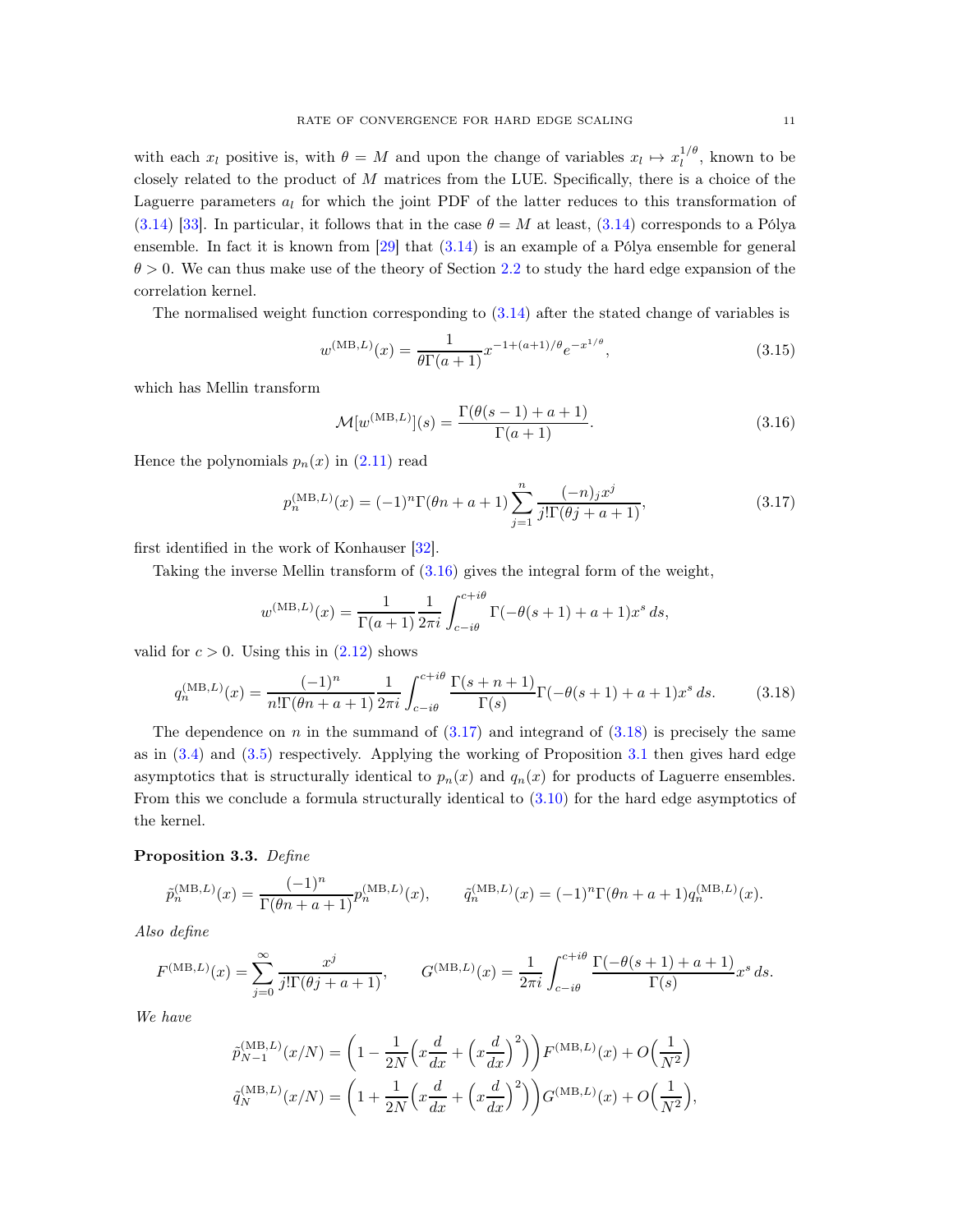with each $x_l$ positive is, with $\theta = M$ and upon the change of variables $x_l \mapsto x_l^{1/\theta}$, known to be closely related to the product of $M$ matrices from the LUE. Specifically, there is a choice of the Laguerre parameters $a_l$ for which the joint PDF of the latter reduces to this transformation of (3.14) [33]. In particular, it follows that in the case $\theta = M$ at least, (3.14) corresponds to a Pólya ensemble. In fact it is known from [29] that (3.14) is an example of a Pólya ensemble for general $\theta > 0$. We can thus make use of the theory of Section 2.2 to study the hard edge expansion of the correlation kernel.

The normalised weight function corresponding to (3.14) after the stated change of variables is

$$w^{(\mathrm{MB},L)}(x) = \frac{1}{\theta\Gamma(a+1)} x^{-1+(a+1)/\theta} e^{-x^{1/\theta}}, \tag{3.15}$$

which has Mellin transform

$$\mathcal{M}[w^{(\mathrm{MB},L)}](s) = \frac{\Gamma(\theta(s-1)+a+1)}{\Gamma(a+1)}. \tag{3.16}$$

Hence the polynomials $p_n(x)$ in (2.11) read

$$p_n^{(\mathrm{MB},L)}(x) = (-1)^n \Gamma(\theta n + a + 1) \sum_{j=1}^{n} \frac{(-n)_j x^j}{j!\Gamma(\theta j + a + 1)}, \tag{3.17}$$

first identified in the work of Konhauser [32].

Taking the inverse Mellin transform of (3.16) gives the integral form of the weight,

$$w^{(\mathrm{MB},L)}(x) = \frac{1}{\Gamma(a+1)} \frac{1}{2\pi i} \int_{c-i\theta}^{c+i\theta} \Gamma(-\theta(s+1)+a+1) x^s \, ds,$$

valid for $c > 0$. Using this in (2.12) shows

$$q_n^{(\mathrm{MB},L)}(x) = \frac{(-1)^n}{n!\Gamma(\theta n + a + 1)} \frac{1}{2\pi i} \int_{c-i\theta}^{c+i\theta} \frac{\Gamma(s+n+1)}{\Gamma(s)} \Gamma(-\theta(s+1)+a+1) x^s \, ds. \tag{3.18}$$

The dependence on $n$ in the summand of (3.17) and integrand of (3.18) is precisely the same as in (3.4) and (3.5) respectively. Applying the working of Proposition 3.1 then gives hard edge asymptotics that is structurally identical to $p_n(x)$ and $q_n(x)$ for products of Laguerre ensembles. From this we conclude a formula structurally identical to (3.10) for the hard edge asymptotics of the kernel.

**Proposition 3.3.** *Define*

$$\tilde{p}_n^{(\mathrm{MB},L)}(x) = \frac{(-1)^n}{\Gamma(\theta n + a + 1)} p_n^{(\mathrm{MB},L)}(x), \qquad \tilde{q}_n^{(\mathrm{MB},L)}(x) = (-1)^n \Gamma(\theta n + a + 1) q_n^{(\mathrm{MB},L)}(x).$$

*Also define*

$$F^{(\mathrm{MB},L)}(x) = \sum_{j=0}^{\infty} \frac{x^j}{j!\Gamma(\theta j + a + 1)}, \qquad G^{(\mathrm{MB},L)}(x) = \frac{1}{2\pi i} \int_{c-i\theta}^{c+i\theta} \frac{\Gamma(-\theta(s+1)+a+1)}{\Gamma(s)} x^s \, ds.$$

*We have*

$$\begin{aligned}
\tilde{p}_{N-1}^{(\mathrm{MB},L)}(x/N) &= \left(1 - \frac{1}{2N}\Big(x\frac{d}{dx} + \Big(x\frac{d}{dx}\Big)^2\Big)\right) F^{(\mathrm{MB},L)}(x) + O\Big(\frac{1}{N^2}\Big) \\
\tilde{q}_{N}^{(\mathrm{MB},L)}(x/N) &= \left(1 + \frac{1}{2N}\Big(x\frac{d}{dx} + \Big(x\frac{d}{dx}\Big)^2\Big)\right) G^{(\mathrm{MB},L)}(x) + O\Big(\frac{1}{N^2}\Big),
\end{aligned}$$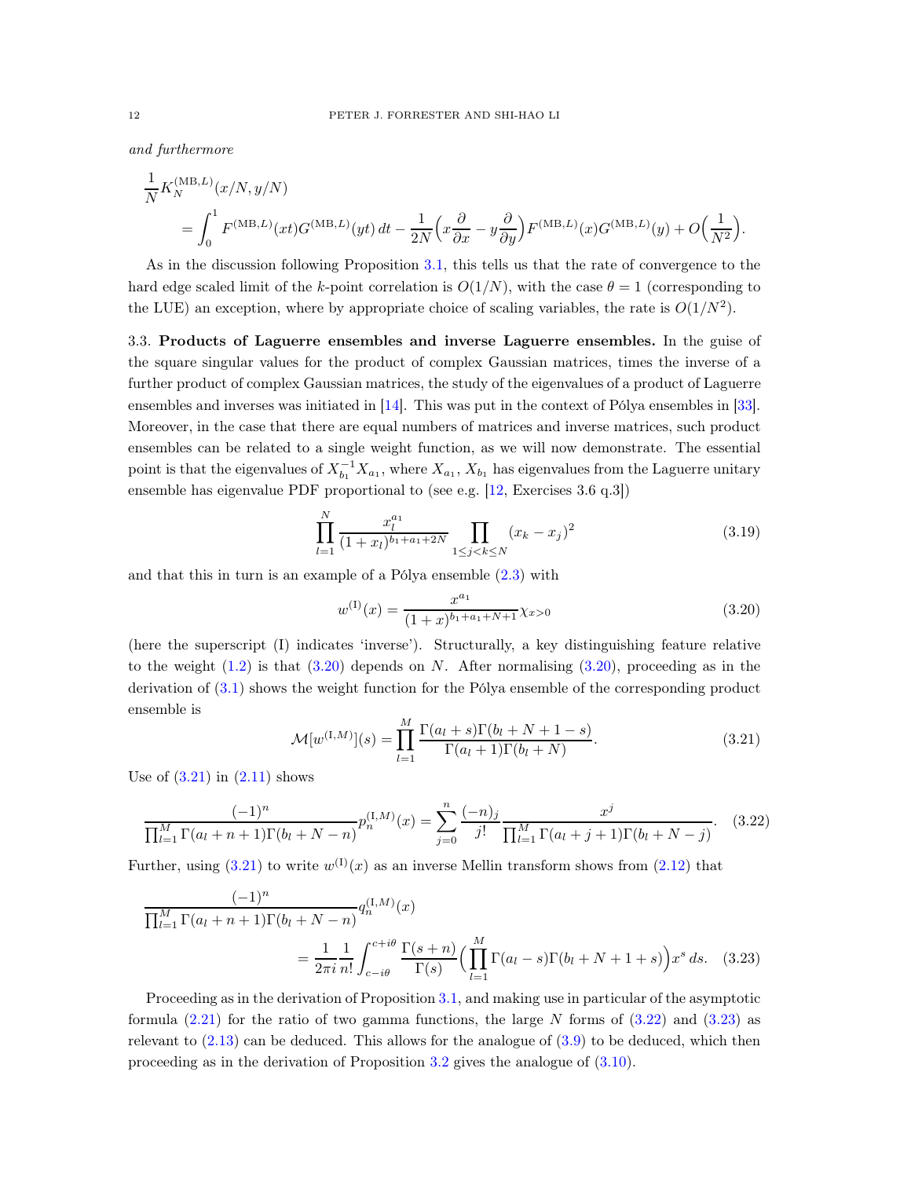*and furthermore*

$$
\begin{aligned}
&\frac{1}{N} K_N^{(\mathrm{MB},L)}(x/N, y/N) \\
&\qquad = \int_0^1 F^{(\mathrm{MB},L)}(xt) G^{(\mathrm{MB},L)}(yt)\, dt - \frac{1}{2N}\Big( x\frac{\partial}{\partial x} - y \frac{\partial}{\partial y}\Big) F^{(\mathrm{MB},L)}(x) G^{(\mathrm{MB},L)}(y) + O\Big(\frac{1}{N^2}\Big).
\end{aligned}
$$

As in the discussion following Proposition 3.1, this tells us that the rate of convergence to the hard edge scaled limit of the $k$-point correlation is $O(1/N)$, with the case $\theta = 1$ (corresponding to the LUE) an exception, where by appropriate choice of scaling variables, the rate is $O(1/N^2)$.

3.3. **Products of Laguerre ensembles and inverse Laguerre ensembles.** In the guise of the square singular values for the product of complex Gaussian matrices, times the inverse of a further product of complex Gaussian matrices, the study of the eigenvalues of a product of Laguerre ensembles and inverses was initiated in [14]. This was put in the context of Pólya ensembles in [33]. Moreover, in the case that there are equal numbers of matrices and inverse matrices, such product ensembles can be related to a single weight function, as we will now demonstrate. The essential point is that the eigenvalues of $X_{b_1}^{-1} X_{a_1}$, where $X_{a_1}$, $X_{b_1}$ has eigenvalues from the Laguerre unitary ensemble has eigenvalue PDF proportional to (see e.g. [12, Exercises 3.6 q.3])

$$
\prod_{l=1}^N \frac{x_l^{a_1}}{(1+x_l)^{b_1+a_1+2N}} \prod_{1 \le j < k \le N} (x_k - x_j)^2 \tag{3.19}
$$

and that this in turn is an example of a Pólya ensemble (2.3) with

$$
w^{(\mathrm{I})}(x) = \frac{x^{a_1}}{(1+x)^{b_1+a_1+N+1}} \chi_{x>0} \tag{3.20}
$$

(here the superscript (I) indicates 'inverse'). Structurally, a key distinguishing feature relative to the weight (1.2) is that (3.20) depends on $N$. After normalising (3.20), proceeding as in the derivation of (3.1) shows the weight function for the Pólya ensemble of the corresponding product ensemble is

$$
\mathcal{M}[w^{(\mathrm{I},M)}](s) = \prod_{l=1}^M \frac{\Gamma(a_l + s)\Gamma(b_l + N + 1 - s)}{\Gamma(a_l+1)\Gamma(b_l + N)}. \tag{3.21}
$$

Use of (3.21) in (2.11) shows

$$
\frac{(-1)^n}{\prod_{l=1}^M \Gamma(a_l + n + 1)\Gamma(b_l + N - n)} p_n^{(\mathrm{I},M)}(x) = \sum_{j=0}^n \frac{(-n)_j}{j!} \frac{x^j}{\prod_{l=1}^M \Gamma(a_l + j + 1)\Gamma(b_l + N - j)}. \tag{3.22}
$$

Further, using (3.21) to write $w^{(\mathrm{I})}(x)$ as an inverse Mellin transform shows from (2.12) that

$$
\begin{aligned}
&\frac{(-1)^n}{\prod_{l=1}^M \Gamma(a_l + n + 1)\Gamma(b_l + N - n)} q_n^{(\mathrm{I},M)}(x) \\
&\qquad\qquad = \frac{1}{2\pi i} \frac{1}{n!} \int_{c-i\theta}^{c+i\theta} \frac{\Gamma(s+n)}{\Gamma(s)} \Big( \prod_{l=1}^M \Gamma(a_l - s)\Gamma(b_l + N + 1 + s) \Big) x^s \, ds. \qquad (3.23)
\end{aligned}
$$

Proceeding as in the derivation of Proposition 3.1, and making use in particular of the asymptotic formula (2.21) for the ratio of two gamma functions, the large $N$ forms of (3.22) and (3.23) as relevant to (2.13) can be deduced. This allows for the analogue of (3.9) to be deduced, which then proceeding as in the derivation of Proposition 3.2 gives the analogue of (3.10).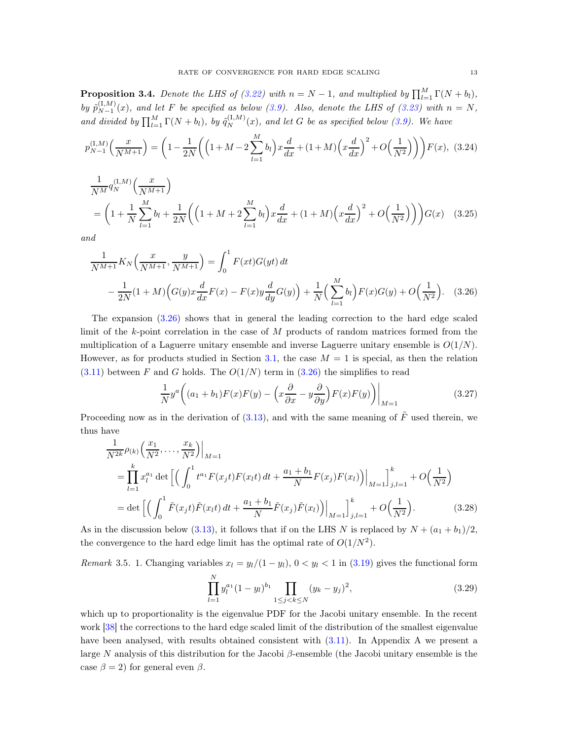**Proposition 3.4.** *Denote the LHS of (3.22) with $n = N-1$, and multiplied by $\prod_{l=1}^M \Gamma(N+b_l)$, by $\tilde{p}_{N-1}^{(\mathrm{I},M)}(x)$, and let $F$ be specified as below (3.9). Also, denote the LHS of (3.23) with $n = N$, and divided by $\prod_{l=1}^M \Gamma(N+b_l)$, by $\tilde{q}_N^{(\mathrm{I},M)}(x)$, and let $G$ be as specified below (3.9). We have*

$$p_{N-1}^{(\mathrm{I},M)}\Big(\frac{x}{N^{M+1}}\Big) = \bigg(1 - \frac{1}{2N}\bigg(\Big(1+M-2\sum_{l=1}^M b_l\Big)x\frac{d}{dx} + (1+M)\Big(x\frac{d}{dx}\Big)^2 + O\Big(\frac{1}{N^2}\Big)\bigg)\bigg)F(x), \quad (3.24)$$

$$\begin{aligned}
&\frac{1}{N^M} q_N^{(\mathrm{I},M)}\Big(\frac{x}{N^{M+1}}\Big) \\
&\quad = \bigg(1 + \frac{1}{N}\sum_{l=1}^M b_l + \frac{1}{2N}\bigg(\Big(1+M+2\sum_{l=1}^M b_l\Big)x\frac{d}{dx} + (1+M)\Big(x\frac{d}{dx}\Big)^2 + O\Big(\frac{1}{N^2}\Big)\bigg)\bigg)G(x) \quad (3.25)
\end{aligned}$$

*and*

$$\begin{aligned}
\frac{1}{N^{M+1}} K_N\Big(\frac{x}{N^{M+1}}, \frac{y}{N^{M+1}}\Big) &= \int_0^1 F(xt)G(yt)\, dt \\
&- \frac{1}{2N}(1+M)\Big(G(y)x\frac{d}{dx}F(x) - F(x)y\frac{d}{dy}G(y)\Big) + \frac{1}{N}\Big(\sum_{l=1}^M b_l\Big)F(x)G(y) + O\Big(\frac{1}{N^2}\Big). \quad (3.26)
\end{aligned}$$

The expansion (3.26) shows that in general the leading correction to the hard edge scaled limit of the $k$-point correlation in the case of $M$ products of random matrices formed from the multiplication of a Laguerre unitary ensemble and inverse Laguerre unitary ensemble is $O(1/N)$. However, as for products studied in Section 3.1, the case $M = 1$ is special, as then the relation (3.11) between $F$ and $G$ holds. The $O(1/N)$ term in (3.26) the simplifies to read

$$\frac{1}{N}y^a\bigg((a_1+b_1)F(x)F(y) - \Big(x\frac{\partial}{\partial x} - y\frac{\partial}{\partial y}\Big)F(x)F(y)\bigg)\bigg|_{M=1} \quad (3.27)$$

Proceeding now as in the derivation of (3.13), and with the same meaning of $\tilde{F}$ used therein, we thus have

$$\begin{aligned}
&\frac{1}{N^{2k}}\rho_{(k)}\Big(\frac{x_1}{N^2}, \dots, \frac{x_k}{N^2}\Big)\Big|_{M=1} \\
&\quad = \prod_{l=1}^k x_l^{a_1} \det\bigg[\Big(\int_0^1 t^{a_1}F(x_jt)F(x_lt)\, dt + \frac{a_1+b_1}{N}F(x_j)F(x_l)\Big)\Big|_{M=1}\bigg]_{j,l=1}^k + O\Big(\frac{1}{N^2}\Big) \\
&\quad = \det\bigg[\Big(\int_0^1 \tilde{F}(x_jt)\tilde{F}(x_lt)\, dt + \frac{a_1+b_1}{N}\tilde{F}(x_j)\tilde{F}(x_l)\Big)\Big|_{M=1}\bigg]_{j,l=1}^k + O\Big(\frac{1}{N^2}\Big). \quad (3.28)
\end{aligned}$$

As in the discussion below (3.13), it follows that if on the LHS $N$ is replaced by $N + (a_1+b_1)/2$, the convergence to the hard edge limit has the optimal rate of $O(1/N^2)$.

*Remark* 3.5. 1. Changing variables $x_l = y_l/(1-y_l)$, $0 < y_l < 1$ in (3.19) gives the functional form

$$\prod_{l=1}^N y_l^{a_1}(1-y_l)^{b_1} \prod_{1 \le j < k \le N}(y_k - y_j)^2, \quad (3.29)$$

which up to proportionality is the eigenvalue PDF for the Jacobi unitary ensemble. In the recent work [38] the corrections to the hard edge scaled limit of the distribution of the smallest eigenvalue have been analysed, with results obtained consistent with (3.11). In Appendix A we present a large $N$ analysis of this distribution for the Jacobi $\beta$-ensemble (the Jacobi unitary ensemble is the case $\beta = 2$) for general even $\beta$.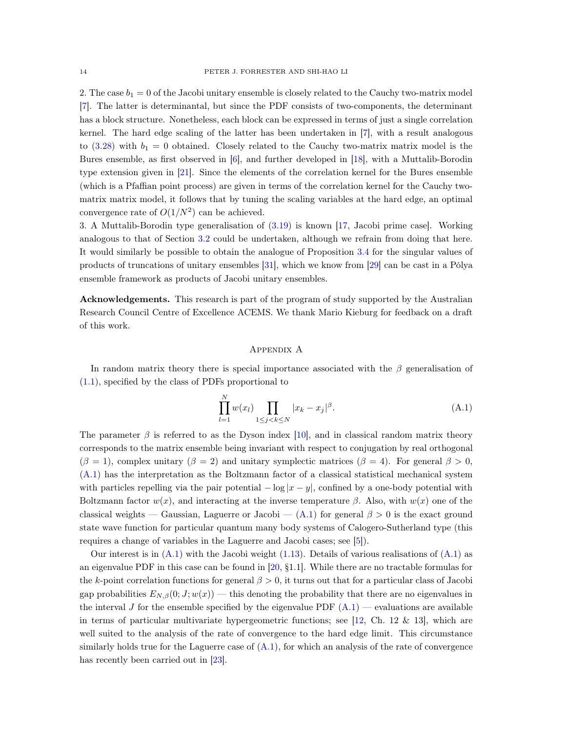2. The case $b_1 = 0$ of the Jacobi unitary ensemble is closely related to the Cauchy two-matrix model [7]. The latter is determinantal, but since the PDF consists of two-components, the determinant has a block structure. Nonetheless, each block can be expressed in terms of just a single correlation kernel. The hard edge scaling of the latter has been undertaken in [7], with a result analogous to (3.28) with $b_1 = 0$ obtained. Closely related to the Cauchy two-matrix matrix model is the Bures ensemble, as first observed in [6], and further developed in [18], with a Muttalib-Borodin type extension given in [21]. Since the elements of the correlation kernel for the Bures ensemble (which is a Pfaffian point process) are given in terms of the correlation kernel for the Cauchy two-matrix matrix model, it follows that by tuning the scaling variables at the hard edge, an optimal convergence rate of $O(1/N^2)$ can be achieved.

3. A Muttalib-Borodin type generalisation of (3.19) is known [17, Jacobi prime case]. Working analogous to that of Section 3.2 could be undertaken, although we refrain from doing that here. It would similarly be possible to obtain the analogue of Proposition 3.4 for the singular values of products of truncations of unitary ensembles [31], which we know from [29] can be cast in a Pólya ensemble framework as products of Jacobi unitary ensembles.

**Acknowledgements.** This research is part of the program of study supported by the Australian Research Council Centre of Excellence ACEMS. We thank Mario Kieburg for feedback on a draft of this work.

## Appendix A

In random matrix theory there is special importance associated with the $\beta$ generalisation of (1.1), specified by the class of PDFs proportional to

$$\prod_{l=1}^{N} w(x_l) \prod_{1 \le j < k \le N} |x_k - x_j|^{\beta}. \tag{A.1}$$

The parameter $\beta$ is referred to as the Dyson index [10], and in classical random matrix theory corresponds to the matrix ensemble being invariant with respect to conjugation by real orthogonal ($\beta = 1$), complex unitary ($\beta = 2$) and unitary symplectic matrices ($\beta = 4$). For general $\beta > 0$, (A.1) has the interpretation as the Boltzmann factor of a classical statistical mechanical system with particles repelling via the pair potential $-\log|x - y|$, confined by a one-body potential with Boltzmann factor $w(x)$, and interacting at the inverse temperature $\beta$. Also, with $w(x)$ one of the classical weights — Gaussian, Laguerre or Jacobi — (A.1) for general $\beta > 0$ is the exact ground state wave function for particular quantum many body systems of Calogero-Sutherland type (this requires a change of variables in the Laguerre and Jacobi cases; see [5]).

Our interest is in (A.1) with the Jacobi weight (1.13). Details of various realisations of (A.1) as an eigenvalue PDF in this case can be found in [20, §1.1]. While there are no tractable formulas for the $k$-point correlation functions for general $\beta > 0$, it turns out that for a particular class of Jacobi gap probabilities $E_{N,\beta}(0; J; w(x))$ — this denoting the probability that there are no eigenvalues in the interval $J$ for the ensemble specified by the eigenvalue PDF (A.1) — evaluations are available in terms of particular multivariate hypergeometric functions; see [12, Ch. 12 & 13], which are well suited to the analysis of the rate of convergence to the hard edge limit. This circumstance similarly holds true for the Laguerre case of (A.1), for which an analysis of the rate of convergence has recently been carried out in [23].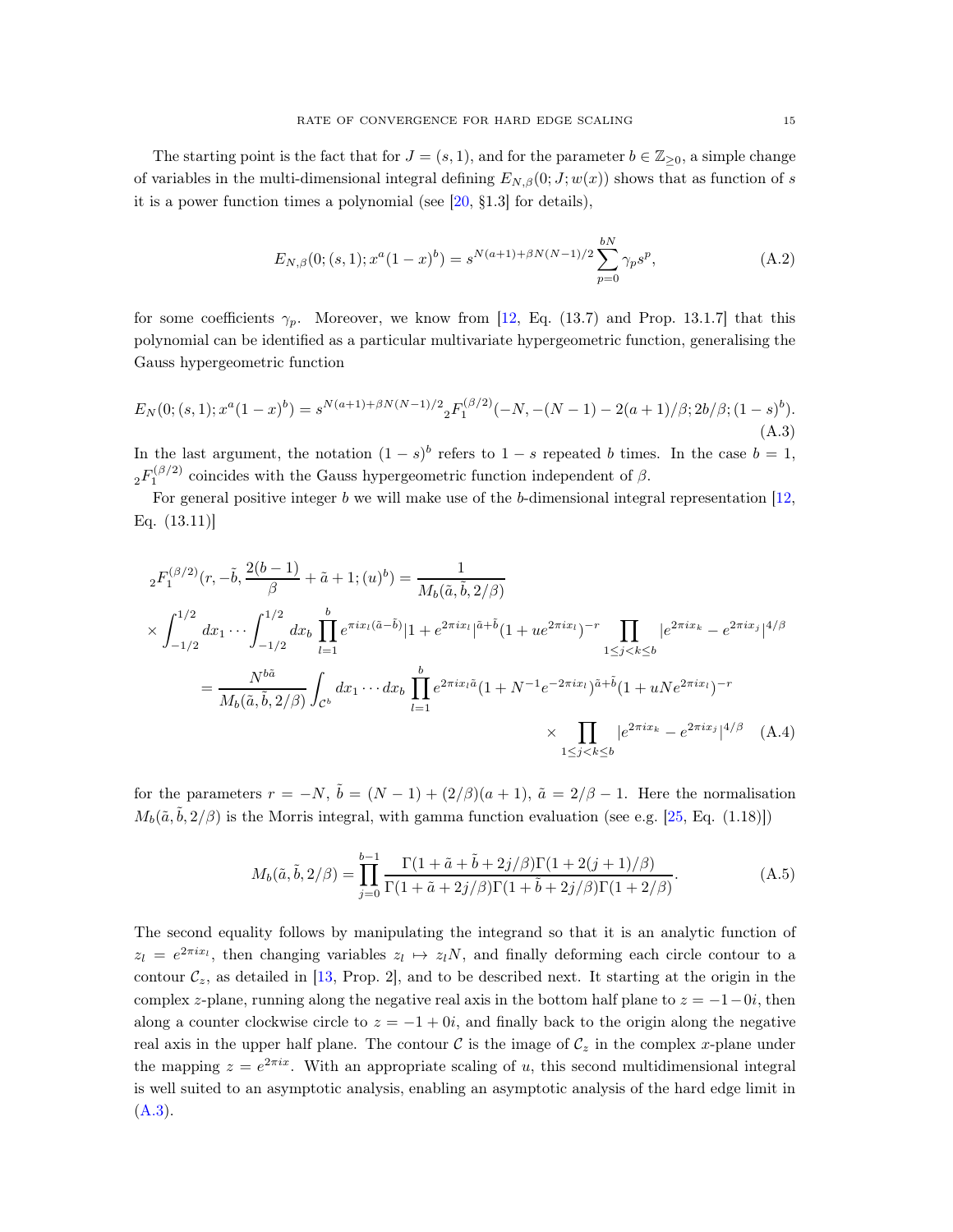The starting point is the fact that for $J = (s, 1)$, and for the parameter $b \in \mathbb{Z}_{\geq 0}$, a simple change of variables in the multi-dimensional integral defining $E_{N,\beta}(0; J; w(x))$ shows that as function of $s$ it is a power function times a polynomial (see [20, §1.3] for details),

$$E_{N,\beta}(0; (s, 1); x^a(1-x)^b) = s^{N(a+1)+\beta N(N-1)/2} \sum_{p=0}^{bN} \gamma_p s^p, \tag{A.2}$$

for some coefficients $\gamma_p$. Moreover, we know from [12, Eq. (13.7) and Prop. 13.1.7] that this polynomial can be identified as a particular multivariate hypergeometric function, generalising the Gauss hypergeometric function

$$E_N(0; (s, 1); x^a(1-x)^b) = s^{N(a+1)+\beta N(N-1)/2} {}_2F_1^{(\beta/2)}(-N, -(N-1) - 2(a+1)/\beta; 2b/\beta; (1-s)^b). \tag{A.3}$$

In the last argument, the notation $(1-s)^b$ refers to $1-s$ repeated $b$ times. In the case $b = 1$, ${}_2F_1^{(\beta/2)}$ coincides with the Gauss hypergeometric function independent of $\beta$.

For general positive integer $b$ we will make use of the $b$-dimensional integral representation [12, Eq. (13.11)]

$$\begin{aligned}
&{}_2F_1^{(\beta/2)}(r, -\tilde{b}, \frac{2(b-1)}{\beta} + \tilde{a} + 1; (u)^b) = \frac{1}{M_b(\tilde{a}, \tilde{b}, 2/\beta)} \\
&\times \int_{-1/2}^{1/2} dx_1 \cdots \int_{-1/2}^{1/2} dx_b \prod_{l=1}^{b} e^{\pi i x_l(\tilde{a}-\tilde{b})} |1 + e^{2\pi i x_l}|^{\tilde{a}+\tilde{b}} (1 + u e^{2\pi i x_l})^{-r} \prod_{1 \leq j < k \leq b} |e^{2\pi i x_k} - e^{2\pi i x_j}|^{4/\beta} \\
&\qquad = \frac{N^{b\tilde{a}}}{M_b(\tilde{a}, \tilde{b}, 2/\beta)} \int_{\mathcal{C}^b} dx_1 \cdots dx_b \prod_{l=1}^{b} e^{2\pi i x_l \tilde{a}} (1 + N^{-1} e^{-2\pi i x_l})^{\tilde{a}+\tilde{b}} (1 + u N e^{2\pi i x_l})^{-r} \\
&\qquad\qquad \times \prod_{1 \leq j < k \leq b} |e^{2\pi i x_k} - e^{2\pi i x_j}|^{4/\beta}
\end{aligned} \tag{A.4}$$

for the parameters $r = -N$, $\tilde{b} = (N-1) + (2/\beta)(a+1)$, $\tilde{a} = 2/\beta - 1$. Here the normalisation $M_b(\tilde{a}, \tilde{b}, 2/\beta)$ is the Morris integral, with gamma function evaluation (see e.g. [25, Eq. (1.18)])

$$M_b(\tilde{a}, \tilde{b}, 2/\beta) = \prod_{j=0}^{b-1} \frac{\Gamma(1 + \tilde{a} + \tilde{b} + 2j/\beta)\Gamma(1 + 2(j+1)/\beta)}{\Gamma(1 + \tilde{a} + 2j/\beta)\Gamma(1 + \tilde{b} + 2j/\beta)\Gamma(1 + 2/\beta)}. \tag{A.5}$$

The second equality follows by manipulating the integrand so that it is an analytic function of $z_l = e^{2\pi i x_l}$, then changing variables $z_l \mapsto z_l N$, and finally deforming each circle contour to a contour $\mathcal{C}_z$, as detailed in [13, Prop. 2], and to be described next. It starting at the origin in the complex $z$-plane, running along the negative real axis in the bottom half plane to $z = -1 - 0i$, then along a counter clockwise circle to $z = -1 + 0i$, and finally back to the origin along the negative real axis in the upper half plane. The contour $\mathcal{C}$ is the image of $\mathcal{C}_z$ in the complex $x$-plane under the mapping $z = e^{2\pi i x}$. With an appropriate scaling of $u$, this second multidimensional integral is well suited to an asymptotic analysis, enabling an asymptotic analysis of the hard edge limit in (A.3).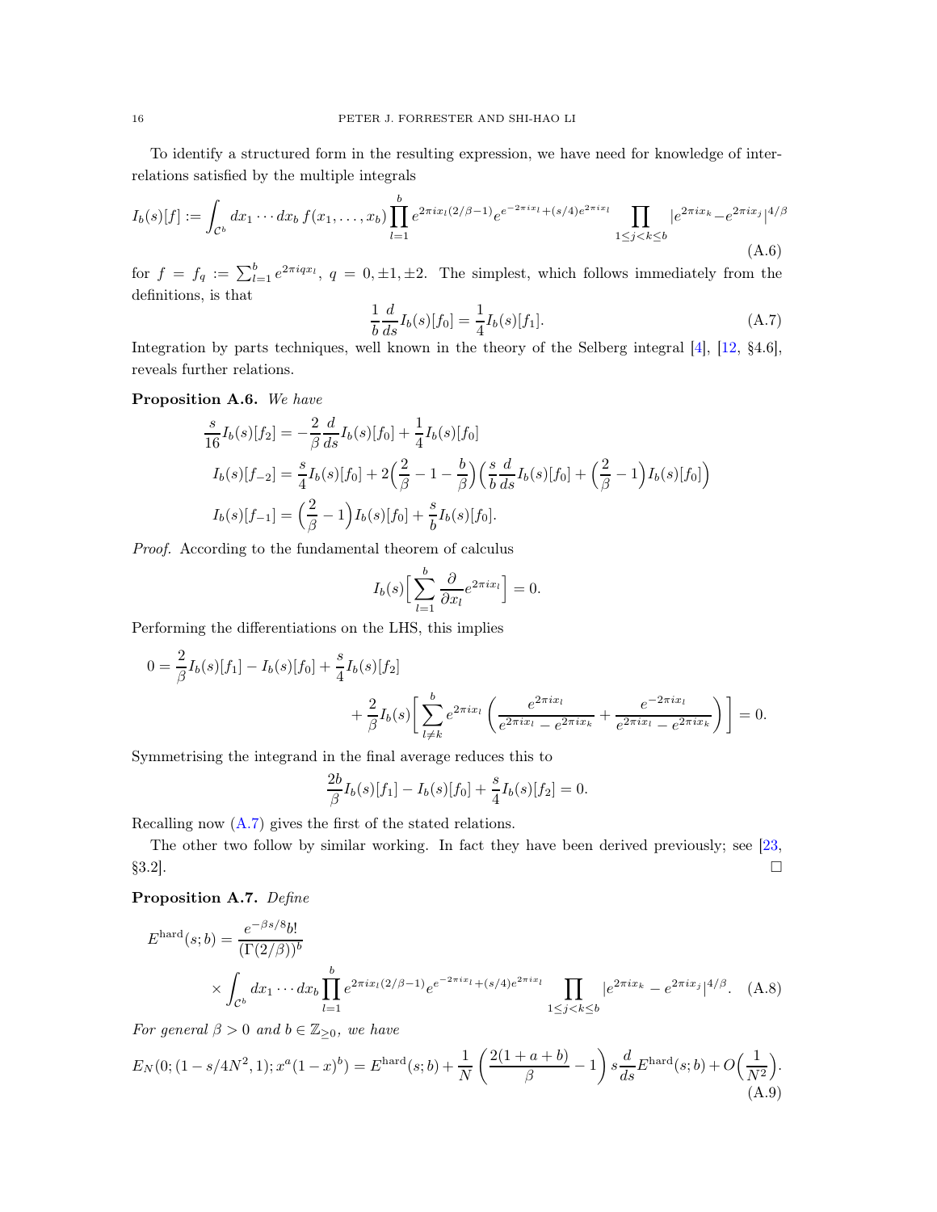To identify a structured form in the resulting expression, we have need for knowledge of interrelations satisfied by the multiple integrals

$$I_b(s)[f] := \int_{\mathcal{C}^b} dx_1 \cdots dx_b \, f(x_1, \ldots, x_b) \prod_{l=1}^b e^{2\pi i x_l (2/\beta - 1)} e^{e^{-2\pi i x_l} + (s/4) e^{2\pi i x_l}} \prod_{1 \le j < k \le b} |e^{2\pi i x_k} - e^{2\pi i x_j}|^{4/\beta} \tag{A.6}$$

for $f = f_q := \sum_{l=1}^b e^{2\pi i q x_l}$, $q = 0, \pm 1, \pm 2$. The simplest, which follows immediately from the definitions, is that

$$\frac{1}{b} \frac{d}{ds} I_b(s)[f_0] = \frac{1}{4} I_b(s)[f_1]. \tag{A.7}$$

Integration by parts techniques, well known in the theory of the Selberg integral [4], [12, §4.6], reveals further relations.

**Proposition A.6.** *We have*

$$\begin{aligned}
\frac{s}{16} I_b(s)[f_2] &= -\frac{2}{\beta} \frac{d}{ds} I_b(s)[f_0] + \frac{1}{4} I_b(s)[f_0] \\
I_b(s)[f_{-2}] &= \frac{s}{4} I_b(s)[f_0] + 2\Big(\frac{2}{\beta} - 1 - \frac{b}{\beta}\Big)\Big(\frac{s}{b} \frac{d}{ds} I_b(s)[f_0] + \Big(\frac{2}{\beta} - 1\Big) I_b(s)[f_0]\Big) \\
I_b(s)[f_{-1}] &= \Big(\frac{2}{\beta} - 1\Big) I_b(s)[f_0] + \frac{s}{b} I_b(s)[f_0].
\end{aligned}$$

*Proof.* According to the fundamental theorem of calculus

$$I_b(s)\Big[\sum_{l=1}^b \frac{\partial}{\partial x_l} e^{2\pi i x_l}\Big] = 0.$$

Performing the differentiations on the LHS, this implies

$$\begin{aligned}
0 = \frac{2}{\beta} I_b(s)[f_1] - I_b(s)[f_0] + \frac{s}{4} I_b(s)[f_2] \\
+ \frac{2}{\beta} I_b(s)\Big[\sum_{l \ne k}^b e^{2\pi i x_l} \Big(\frac{e^{2\pi i x_l}}{e^{2\pi i x_l} - e^{2\pi i x_k}} + \frac{e^{-2\pi i x_l}}{e^{2\pi i x_l} - e^{2\pi i x_k}}\Big)\Big] = 0.
\end{aligned}$$

Symmetrising the integrand in the final average reduces this to

$$\frac{2b}{\beta} I_b(s)[f_1] - I_b(s)[f_0] + \frac{s}{4} I_b(s)[f_2] = 0.$$

Recalling now (A.7) gives the first of the stated relations.

The other two follow by similar working. In fact they have been derived previously; see [23, §3.2]. $\square$

**Proposition A.7.** *Define*

$$E^{\rm hard}(s;b) = \frac{e^{-\beta s/8} b!}{(\Gamma(2/\beta))^b} \times \int_{\mathcal{C}^b} dx_1 \cdots dx_b \prod_{l=1}^b e^{2\pi i x_l (2/\beta - 1)} e^{e^{-2\pi i x_l} + (s/4) e^{2\pi i x_l}} \prod_{1 \le j < k \le b} |e^{2\pi i x_k} - e^{2\pi i x_j}|^{4/\beta}. \tag{A.8}$$

*For general $\beta > 0$ and $b \in \mathbb{Z}_{\ge 0}$, we have*

$$E_N(0; (1 - s/4N^2, 1); x^a (1-x)^b) = E^{\rm hard}(s;b) + \frac{1}{N}\left(\frac{2(1+a+b)}{\beta} - 1\right) s \frac{d}{ds} E^{\rm hard}(s;b) + O\Big(\frac{1}{N^2}\Big). \tag{A.9}$$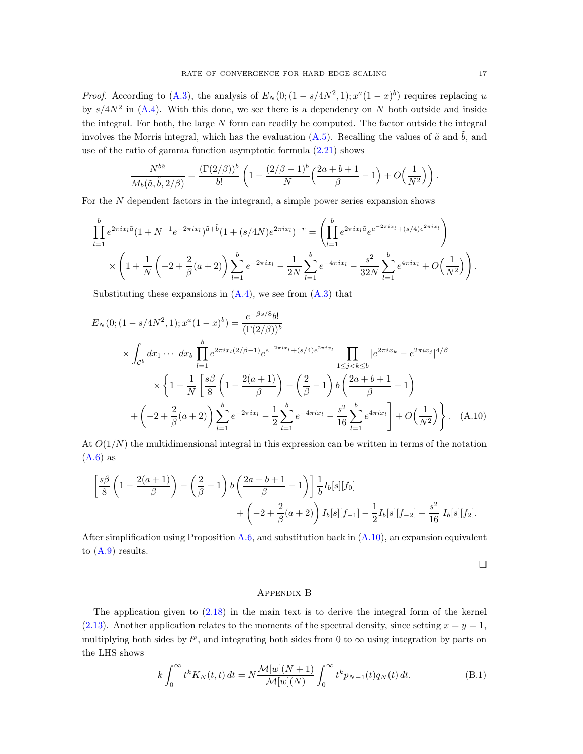*Proof.* According to (A.3), the analysis of $E_N(0;(1-s/4N^2,1);x^a(1-x)^b)$ requires replacing $u$ by $s/4N^2$ in (A.4). With this done, we see there is a dependency on $N$ both outside and inside the integral. For both, the large $N$ form can readily be computed. The factor outside the integral involves the Morris integral, which has the evaluation (A.5). Recalling the values of $\tilde{a}$ and $\tilde{b}$, and use of the ratio of gamma function asymptotic formula (2.21) shows

$$\frac{N^{b\tilde{a}}}{M_b(\tilde{a},\tilde{b},2/\beta)} = \frac{(\Gamma(2/\beta))^b}{b!}\left(1 - \frac{(2/\beta-1)^b}{N}\Big(\frac{2a+b+1}{\beta}-1\Big) + O\Big(\frac{1}{N^2}\Big)\right).$$

For the $N$ dependent factors in the integrand, a simple power series expansion shows

$$\prod_{l=1}^{b} e^{2\pi i x_l \tilde{a}}(1+N^{-1}e^{-2\pi i x_l})^{\tilde{a}+\tilde{b}}(1+(s/4N)e^{2\pi i x_l})^{-r} = \left(\prod_{l=1}^{b} e^{2\pi i x_l \tilde{a}} e^{e^{-2\pi i x_l}+(s/4)e^{2\pi i x_l}}\right)$$
$$\times\left(1+\frac{1}{N}\left(-2+\frac{2}{\beta}(a+2)\right)\sum_{l=1}^{b} e^{-2\pi i x_l} - \frac{1}{2N}\sum_{l=1}^{b} e^{-4\pi i x_l} - \frac{s^2}{32N}\sum_{l=1}^{b} e^{4\pi i x_l} + O\Big(\frac{1}{N^2}\Big)\right).$$

Substituting these expansions in (A.4), we see from (A.3) that

$$\begin{aligned}
E_N(0;(1-s/4N^2,1);x^a(1-x)^b) &= \frac{e^{-\beta s/8} b!}{(\Gamma(2/\beta))^b} \\
&\quad\times \int_{\mathcal{C}^b} dx_1\cdots\, dx_b \prod_{l=1}^{b} e^{2\pi i x_l(2/\beta-1)} e^{e^{-2\pi i x_l}+(s/4)e^{2\pi i x_l}} \prod_{1\le j<k\le b} |e^{2\pi i x_k}-e^{2\pi i x_j}|^{4/\beta} \\
&\quad\times \Bigg\{1+\frac{1}{N}\Bigg[\frac{s\beta}{8}\left(1-\frac{2(a+1)}{\beta}\right) - \left(\frac{2}{\beta}-1\right)b\left(\frac{2a+b+1}{\beta}-1\right) \\
&\quad+\left(-2+\frac{2}{\beta}(a+2)\right)\sum_{l=1}^{b} e^{-2\pi i x_l} - \frac{1}{2}\sum_{l=1}^{b} e^{-4\pi i x_l} - \frac{s^2}{16}\sum_{l=1}^{b} e^{4\pi i x_l}\Bigg] + O\Big(\frac{1}{N^2}\Big)\Bigg\}. \qquad \text{(A.10)}
\end{aligned}$$

At $O(1/N)$ the multidimensional integral in this expression can be written in terms of the notation (A.6) as

$$\left[\frac{s\beta}{8}\left(1-\frac{2(a+1)}{\beta}\right) - \left(\frac{2}{\beta}-1\right)b\left(\frac{2a+b+1}{\beta}-1\right)\right]\frac{1}{b}I_b[s][f_0]$$
$$+\left(-2+\frac{2}{\beta}(a+2)\right)I_b[s][f_{-1}] - \frac{1}{2}I_b[s][f_{-2}] - \frac{s^2}{16}\, I_b[s][f_2].$$

After simplification using Proposition A.6, and substitution back in (A.10), an expansion equivalent to (A.9) results.

□

## Appendix B

The application given to (2.18) in the main text is to derive the integral form of the kernel (2.13). Another application relates to the moments of the spectral density, since setting $x=y=1$, multiplying both sides by $t^p$, and integrating both sides from 0 to $\infty$ using integration by parts on the LHS shows

$$k\int_0^\infty t^k K_N(t,t)\,dt = N\frac{\mathcal{M}[w](N+1)}{\mathcal{M}[w](N)}\int_0^\infty t^k p_{N-1}(t)q_N(t)\,dt. \qquad \text{(B.1)}$$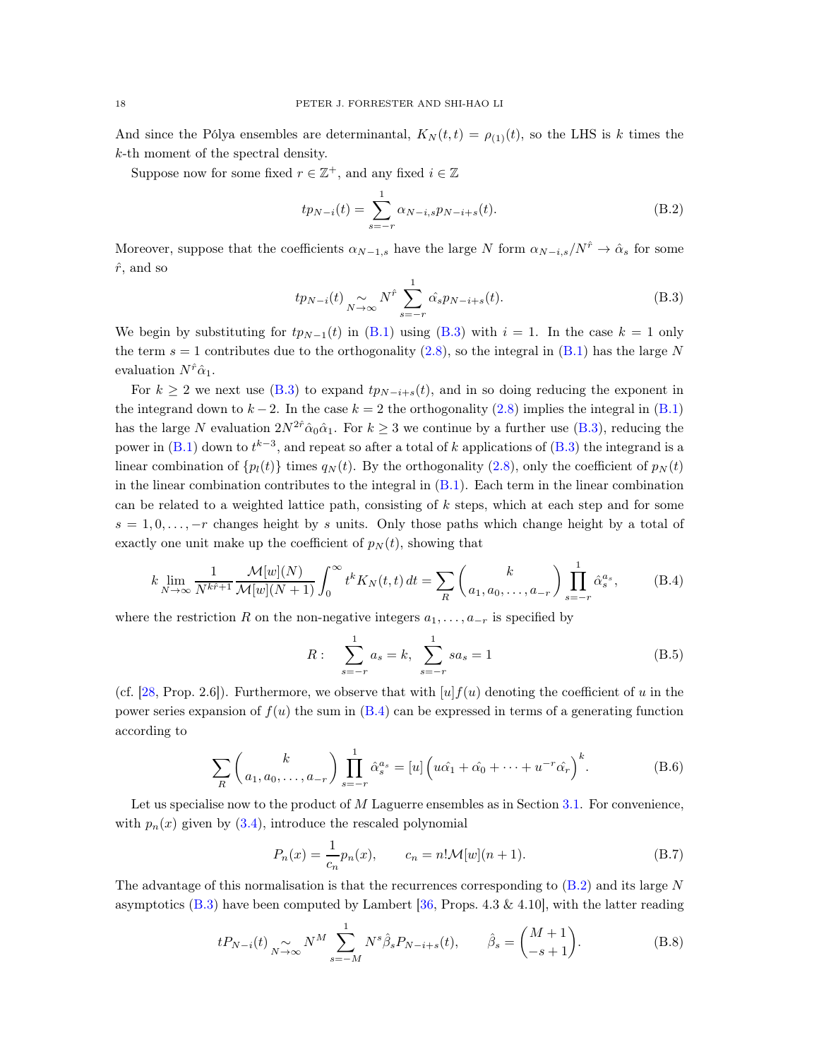And since the Pólya ensembles are determinantal, $K_N(t,t) = \rho_{(1)}(t)$, so the LHS is $k$ times the $k$-th moment of the spectral density.

Suppose now for some fixed $r \in \mathbb{Z}^+$, and any fixed $i \in \mathbb{Z}$

$$t p_{N-i}(t) = \sum_{s=-r}^{1} \alpha_{N-i,s} p_{N-i+s}(t). \tag{B.2}$$

Moreover, suppose that the coefficients $\alpha_{N-1,s}$ have the large $N$ form $\alpha_{N-i,s}/N^{\hat{r}} \to \hat{\alpha}_s$ for some $\hat{r}$, and so

$$t p_{N-i}(t) \underset{N\to\infty}{\sim} N^{\hat{r}} \sum_{s=-r}^{1} \hat{\alpha}_s p_{N-i+s}(t). \tag{B.3}$$

We begin by substituting for $t p_{N-1}(t)$ in (B.1) using (B.3) with $i=1$. In the case $k=1$ only the term $s=1$ contributes due to the orthogonality (2.8), so the integral in (B.1) has the large $N$ evaluation $N^{\hat{r}}\hat{\alpha}_1$.

For $k \ge 2$ we next use (B.3) to expand $t p_{N-i+s}(t)$, and in so doing reducing the exponent in the integrand down to $k-2$. In the case $k=2$ the orthogonality (2.8) implies the integral in (B.1) has the large $N$ evaluation $2N^{2\hat{r}}\hat{\alpha}_0\hat{\alpha}_1$. For $k \ge 3$ we continue by a further use (B.3), reducing the power in (B.1) down to $t^{k-3}$, and repeat so after a total of $k$ applications of (B.3) the integrand is a linear combination of $\{p_l(t)\}$ times $q_N(t)$. By the orthogonality (2.8), only the coefficient of $p_N(t)$ in the linear combination contributes to the integral in (B.1). Each term in the linear combination can be related to a weighted lattice path, consisting of $k$ steps, which at each step and for some $s = 1, 0, \dots, -r$ changes height by $s$ units. Only those paths which change height by a total of exactly one unit make up the coefficient of $p_N(t)$, showing that

$$k \lim_{N\to\infty} \frac{1}{N^{k\hat{r}+1}} \frac{\mathcal{M}[w](N)}{\mathcal{M}[w](N+1)} \int_0^\infty t^k K_N(t,t)\, dt = \sum_R \binom{k}{a_1, a_0, \dots, a_{-r}} \prod_{s=-r}^{1} \hat{\alpha}_s^{a_s}, \tag{B.4}$$

where the restriction $R$ on the non-negative integers $a_1, \dots, a_{-r}$ is specified by

$$R: \quad \sum_{s=-r}^{1} a_s = k, \quad \sum_{s=-r}^{1} s a_s = 1 \tag{B.5}$$

(cf. [28, Prop. 2.6]). Furthermore, we observe that with $[u]f(u)$ denoting the coefficient of $u$ in the power series expansion of $f(u)$ the sum in (B.4) can be expressed in terms of a generating function according to

$$\sum_R \binom{k}{a_1, a_0, \dots, a_{-r}} \prod_{s=-r}^{1} \hat{\alpha}_s^{a_s} = [u]\left(u\hat{\alpha_1} + \hat{\alpha_0} + \cdots + u^{-r}\hat{\alpha_r}\right)^k. \tag{B.6}$$

Let us specialise now to the product of $M$ Laguerre ensembles as in Section 3.1. For convenience, with $p_n(x)$ given by (3.4), introduce the rescaled polynomial

$$P_n(x) = \frac{1}{c_n} p_n(x), \qquad c_n = n!\mathcal{M}[w](n+1). \tag{B.7}$$

The advantage of this normalisation is that the recurrences corresponding to (B.2) and its large $N$ asymptotics (B.3) have been computed by Lambert [36, Props. 4.3 & 4.10], with the latter reading

$$t P_{N-i}(t) \underset{N\to\infty}{\sim} N^M \sum_{s=-M}^{1} N^s \hat{\beta}_s P_{N-i+s}(t), \qquad \hat{\beta}_s = \binom{M+1}{-s+1}. \tag{B.8}$$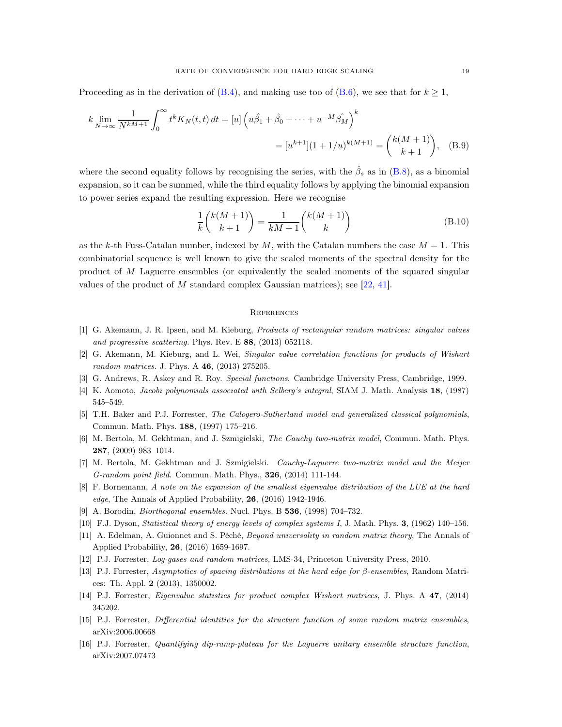Proceeding as in the derivation of (B.4), and making use too of (B.6), we see that for $k \ge 1$,

$$
\begin{aligned}
k \lim_{N\to\infty} \frac{1}{N^{kM+1}} \int_0^\infty t^k K_N(t,t)\, dt &= [u] \left( u\hat{\beta}_1 + \hat{\beta}_0 + \cdots + u^{-M} \hat{\beta_M} \right)^k \\
&= [u^{k+1}](1+1/u)^{k(M+1)} = \binom{k(M+1)}{k+1}, \quad \text{(B.9)}
\end{aligned}
$$

where the second equality follows by recognising the series, with the $\hat{\beta}_s$ as in (B.8), as a binomial expansion, so it can be summed, while the third equality follows by applying the binomial expansion to power series expand the resulting expression. Here we recognise

$$
\frac{1}{k}\binom{k(M+1)}{k+1} = \frac{1}{kM+1}\binom{k(M+1)}{k} \tag{B.10}
$$

as the $k$-th Fuss-Catalan number, indexed by $M$, with the Catalan numbers the case $M = 1$. This combinatorial sequence is well known to give the scaled moments of the spectral density for the product of $M$ Laguerre ensembles (or equivalently the scaled moments of the squared singular values of the product of $M$ standard complex Gaussian matrices); see [22, 41].

## References

[1] G. Akemann, J. R. Ipsen, and M. Kieburg, *Products of rectangular random matrices: singular values and progressive scattering*. Phys. Rev. E **88**, (2013) 052118.

[2] G. Akemann, M. Kieburg, and L. Wei, *Singular value correlation functions for products of Wishart random matrices*. J. Phys. A **46**, (2013) 275205.

[3] G. Andrews, R. Askey and R. Roy. *Special functions*. Cambridge University Press, Cambridge, 1999.

[4] K. Aomoto, *Jacobi polynomials associated with Selberg's integral*, SIAM J. Math. Analysis **18**, (1987) 545–549.

[5] T.H. Baker and P.J. Forrester, *The Calogero-Sutherland model and generalized classical polynomials*, Commun. Math. Phys. **188**, (1997) 175–216.

[6] M. Bertola, M. Gekhtman, and J. Szmigielski, *The Cauchy two-matrix model*, Commun. Math. Phys. **287**, (2009) 983–1014.

[7] M. Bertola, M. Gekhtman and J. Szmigielski. *Cauchy-Laguerre two-matrix model and the Meijer G-random point field*. Commun. Math. Phys., **326**, (2014) 111-144.

[8] F. Bornemann, *A note on the expansion of the smallest eigenvalue distribution of the LUE at the hard edge*, The Annals of Applied Probability, **26**, (2016) 1942-1946.

[9] A. Borodin, *Biorthogonal ensembles.* Nucl. Phys. B **536**, (1998) 704–732.

[10] F.J. Dyson, *Statistical theory of energy levels of complex systems I*, J. Math. Phys. **3**, (1962) 140–156.

[11] A. Edelman, A. Guionnet and S. Péché, *Beyond universality in random matrix theory*, The Annals of Applied Probability, **26**, (2016) 1659-1697.

[12] P.J. Forrester, *Log-gases and random matrices,* LMS-34, Princeton University Press, 2010.

[13] P.J. Forrester, *Asymptotics of spacing distributions at the hard edge for β-ensembles*, Random Matrices: Th. Appl. **2** (2013), 1350002.

[14] P.J. Forrester, *Eigenvalue statistics for product complex Wishart matrices*, J. Phys. A **47**, (2014) 345202.

[15] P.J. Forrester, *Differential identities for the structure function of some random matrix ensembles*, arXiv:2006.00668

[16] P.J. Forrester, *Quantifying dip-ramp-plateau for the Laguerre unitary ensemble structure function*, arXiv:2007.07473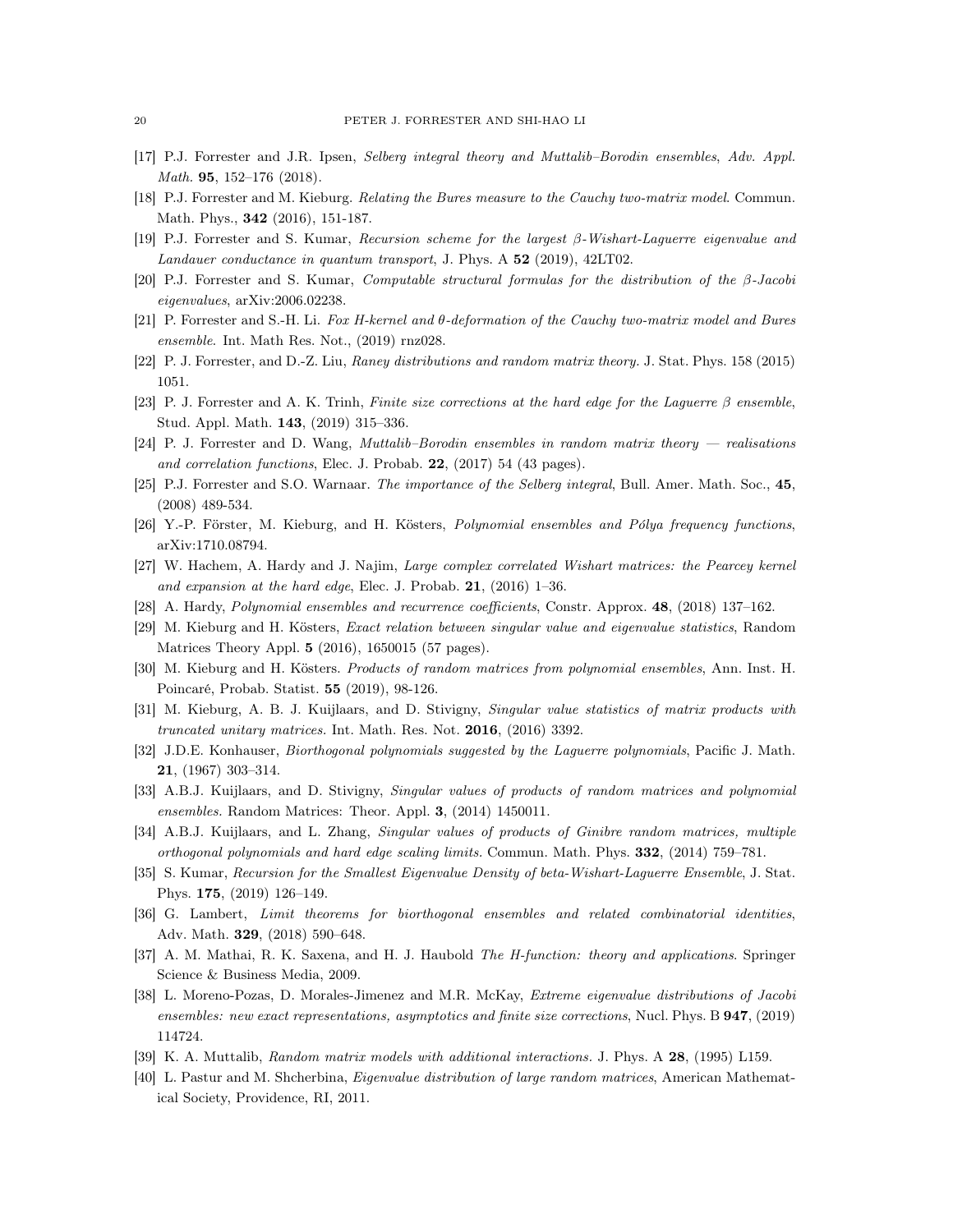[17] P.J. Forrester and J.R. Ipsen, *Selberg integral theory and Muttalib–Borodin ensembles*, Adv. Appl. Math. **95**, 152–176 (2018).

[18] P.J. Forrester and M. Kieburg. *Relating the Bures measure to the Cauchy two-matrix model*. Commun. Math. Phys., **342** (2016), 151-187.

[19] P.J. Forrester and S. Kumar, *Recursion scheme for the largest $\beta$-Wishart-Laguerre eigenvalue and Landauer conductance in quantum transport*, J. Phys. A **52** (2019), 42LT02.

[20] P.J. Forrester and S. Kumar, *Computable structural formulas for the distribution of the $\beta$-Jacobi eigenvalues*, arXiv:2006.02238.

[21] P. Forrester and S.-H. Li. *Fox H-kernel and $\theta$-deformation of the Cauchy two-matrix model and Bures ensemble.* Int. Math Res. Not., (2019) rnz028.

[22] P. J. Forrester, and D.-Z. Liu, *Raney distributions and random matrix theory.* J. Stat. Phys. 158 (2015) 1051.

[23] P. J. Forrester and A. K. Trinh, *Finite size corrections at the hard edge for the Laguerre $\beta$ ensemble*, Stud. Appl. Math. **143**, (2019) 315–336.

[24] P. J. Forrester and D. Wang, *Muttalib–Borodin ensembles in random matrix theory — realisations and correlation functions*, Elec. J. Probab. **22**, (2017) 54 (43 pages).

[25] P.J. Forrester and S.O. Warnaar. *The importance of the Selberg integral*, Bull. Amer. Math. Soc., **45**, (2008) 489-534.

[26] Y.-P. Förster, M. Kieburg, and H. Kösters, *Polynomial ensembles and Pólya frequency functions*, arXiv:1710.08794.

[27] W. Hachem, A. Hardy and J. Najim, *Large complex correlated Wishart matrices: the Pearcey kernel and expansion at the hard edge*, Elec. J. Probab. **21**, (2016) 1–36.

[28] A. Hardy, *Polynomial ensembles and recurrence coefficients*, Constr. Approx. **48**, (2018) 137–162.

[29] M. Kieburg and H. Kösters, *Exact relation between singular value and eigenvalue statistics*, Random Matrices Theory Appl. **5** (2016), 1650015 (57 pages).

[30] M. Kieburg and H. Kösters. *Products of random matrices from polynomial ensembles*, Ann. Inst. H. Poincaré, Probab. Statist. **55** (2019), 98-126.

[31] M. Kieburg, A. B. J. Kuijlaars, and D. Stivigny, *Singular value statistics of matrix products with truncated unitary matrices.* Int. Math. Res. Not. **2016**, (2016) 3392.

[32] J.D.E. Konhauser, *Biorthogonal polynomials suggested by the Laguerre polynomials*, Pacific J. Math. **21**, (1967) 303–314.

[33] A.B.J. Kuijlaars, and D. Stivigny, *Singular values of products of random matrices and polynomial ensembles.* Random Matrices: Theor. Appl. **3**, (2014) 1450011.

[34] A.B.J. Kuijlaars, and L. Zhang, *Singular values of products of Ginibre random matrices, multiple orthogonal polynomials and hard edge scaling limits.* Commun. Math. Phys. **332**, (2014) 759–781.

[35] S. Kumar, *Recursion for the Smallest Eigenvalue Density of beta-Wishart-Laguerre Ensemble*, J. Stat. Phys. **175**, (2019) 126–149.

[36] G. Lambert, *Limit theorems for biorthogonal ensembles and related combinatorial identities*, Adv. Math. **329**, (2018) 590–648.

[37] A. M. Mathai, R. K. Saxena, and H. J. Haubold *The H-function: theory and applications*. Springer Science & Business Media, 2009.

[38] L. Moreno-Pozas, D. Morales-Jimenez and M.R. McKay, *Extreme eigenvalue distributions of Jacobi ensembles: new exact representations, asymptotics and finite size corrections*, Nucl. Phys. B **947**, (2019) 114724.

[39] K. A. Muttalib, *Random matrix models with additional interactions.* J. Phys. A **28**, (1995) L159.

[40] L. Pastur and M. Shcherbina, *Eigenvalue distribution of large random matrices*, American Mathematical Society, Providence, RI, 2011.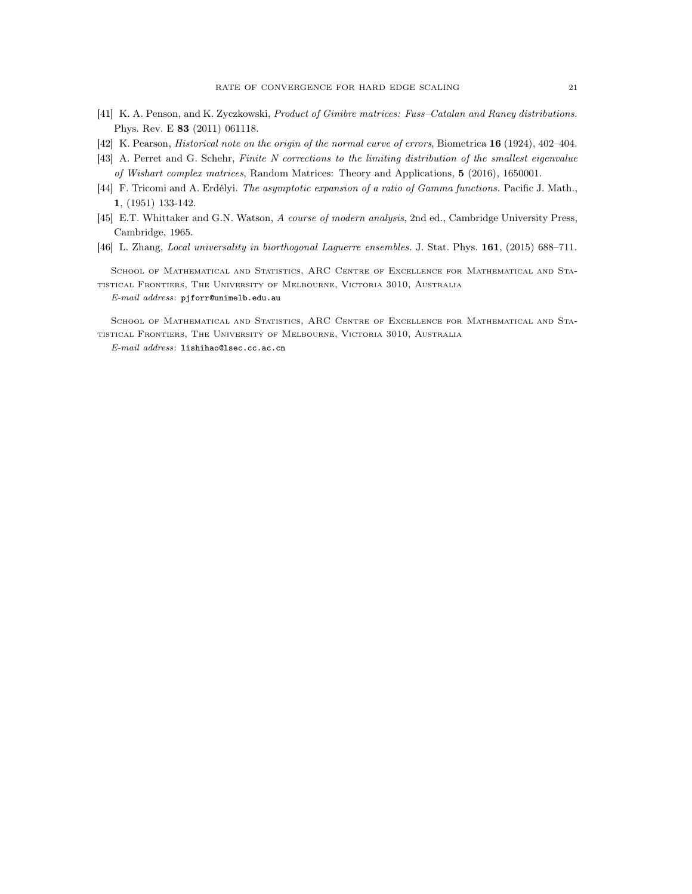[41] K. A. Penson, and K. Zyczkowski, *Product of Ginibre matrices: Fuss–Catalan and Raney distributions.* Phys. Rev. E **83** (2011) 061118.

[42] K. Pearson, *Historical note on the origin of the normal curve of errors*, Biometrica **16** (1924), 402–404.

[43] A. Perret and G. Schehr, *Finite N corrections to the limiting distribution of the smallest eigenvalue of Wishart complex matrices*, Random Matrices: Theory and Applications, **5** (2016), 1650001.

[44] F. Tricomi and A. Erdélyi. *The asymptotic expansion of a ratio of Gamma functions.* Pacific J. Math., **1**, (1951) 133-142.

[45] E.T. Whittaker and G.N. Watson, *A course of modern analysis*, 2nd ed., Cambridge University Press, Cambridge, 1965.

[46] L. Zhang, *Local universality in biorthogonal Laguerre ensembles.* J. Stat. Phys. **161**, (2015) 688–711.

School of Mathematical and Statistics, ARC Centre of Excellence for Mathematical and Statistical Frontiers, The University of Melbourne, Victoria 3010, Australia
*E-mail address*: pjforr@unimelb.edu.au

School of Mathematical and Statistics, ARC Centre of Excellence for Mathematical and Statistical Frontiers, The University of Melbourne, Victoria 3010, Australia
*E-mail address*: lishihao@lsec.cc.ac.cn